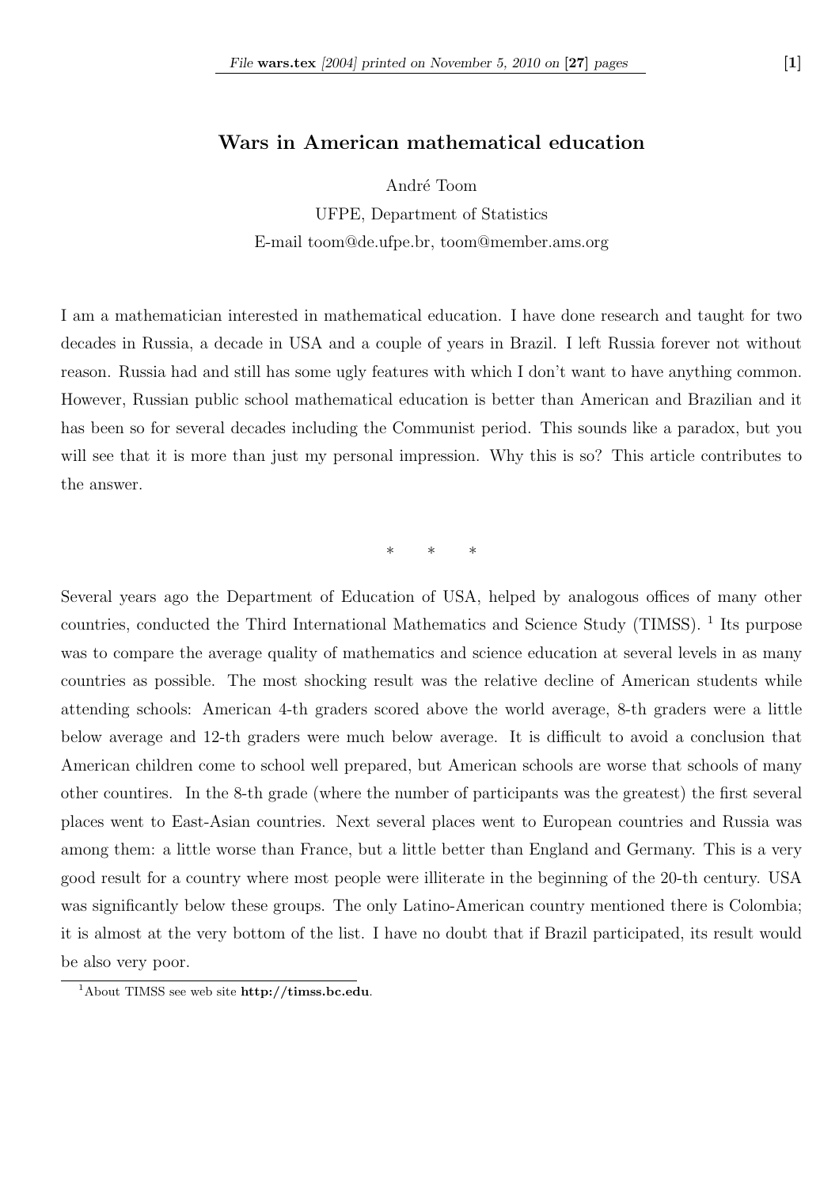# Wars in American mathematical education

André Toom

UFPE, Department of Statistics

E-mail toom@de.ufpe.br, toom@member.ams.org

I am a mathematician interested in mathematical education. I have done research and taught for two decades in Russia, a decade in USA and a couple of years in Brazil. I left Russia forever not without reason. Russia had and still has some ugly features with which I don't want to have anything common. However, Russian public school mathematical education is better than American and Brazilian and it has been so for several decades including the Communist period. This sounds like a paradox, but you will see that it is more than just my personal impression. Why this is so? This article contributes to the answer.

\* \* \*

Several years ago the Department of Education of USA, helped by analogous offices of many other countries, conducted the Third International Mathematics and Science Study (TIMSS). [1] Its purpose was to compare the average quality of mathematics and science education at several levels in as many countries as possible. The most shocking result was the relative decline of American students while attending schools: American 4-th graders scored above the world average, 8-th graders were a little below average and 12-th graders were much below average. It is difficult to avoid a conclusion that American children come to school well prepared, but American schools are worse that schools of many other countires. In the 8-th grade (where the number of participants was the greatest) the first several places went to East-Asian countries. Next several places went to European countries and Russia was among them: a little worse than France, but a little better than England and Germany. This is a very good result for a country where most people were illiterate in the beginning of the 20-th century. USA was significantly below these groups. The only Latino-American country mentioned there is Colombia; it is almost at the very bottom of the list. I have no doubt that if Brazil participated, its result would be also very poor.

[1] About TIMSS see web site **http://timss.bc.edu**.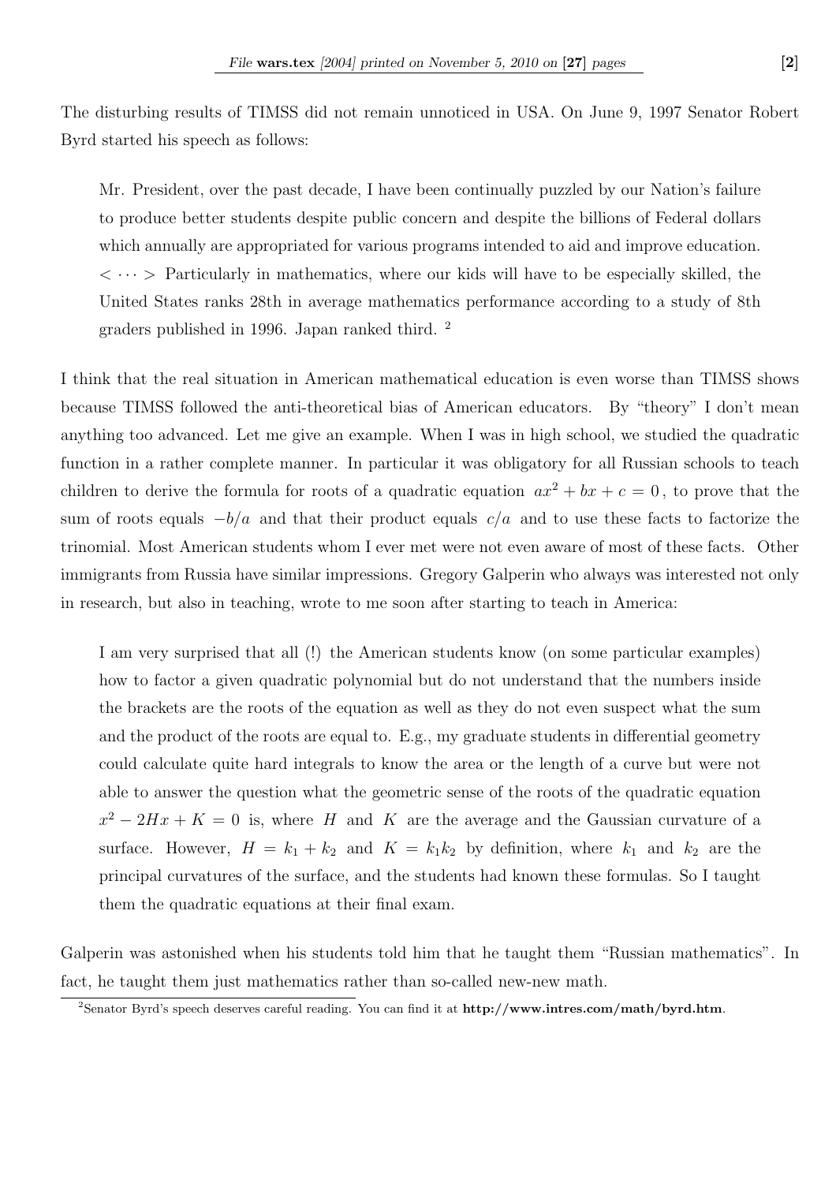The disturbing results of TIMSS did not remain unnoticed in USA. On June 9, 1997 Senator Robert Byrd started his speech as follows:

> Mr. President, over the past decade, I have been continually puzzled by our Nation's failure to produce better students despite public concern and despite the billions of Federal dollars which annually are appropriated for various programs intended to aid and improve education. $< \cdots >$ Particularly in mathematics, where our kids will have to be especially skilled, the United States ranks 28th in average mathematics performance according to a study of 8th graders published in 1996. Japan ranked third. [2]

I think that the real situation in American mathematical education is even worse than TIMSS shows because TIMSS followed the anti-theoretical bias of American educators. By "theory" I don't mean anything too advanced. Let me give an example. When I was in high school, we studied the quadratic function in a rather complete manner. In particular it was obligatory for all Russian schools to teach children to derive the formula for roots of a quadratic equation $ax^2 + bx + c = 0$, to prove that the sum of roots equals $-b/a$ and that their product equals $c/a$ and to use these facts to factorize the trinomial. Most American students whom I ever met were not even aware of most of these facts. Other immigrants from Russia have similar impressions. Gregory Galperin who always was interested not only in research, but also in teaching, wrote to me soon after starting to teach in America:

> I am very surprised that all (!) the American students know (on some particular examples) how to factor a given quadratic polynomial but do not understand that the numbers inside the brackets are the roots of the equation as well as they do not even suspect what the sum and the product of the roots are equal to. E.g., my graduate students in differential geometry could calculate quite hard integrals to know the area or the length of a curve but were not able to answer the question what the geometric sense of the roots of the quadratic equation $x^2 - 2Hx + K = 0$ is, where $H$ and $K$ are the average and the Gaussian curvature of a surface. However, $H = k_1 + k_2$ and $K = k_1 k_2$ by definition, where $k_1$ and $k_2$ are the principal curvatures of the surface, and the students had known these formulas. So I taught them the quadratic equations at their final exam.

Galperin was astonished when his students told him that he taught them "Russian mathematics". In fact, he taught them just mathematics rather than so-called new-new math.

---

[2] Senator Byrd's speech deserves careful reading. You can find it at **http://www.intres.com/math/byrd.htm**.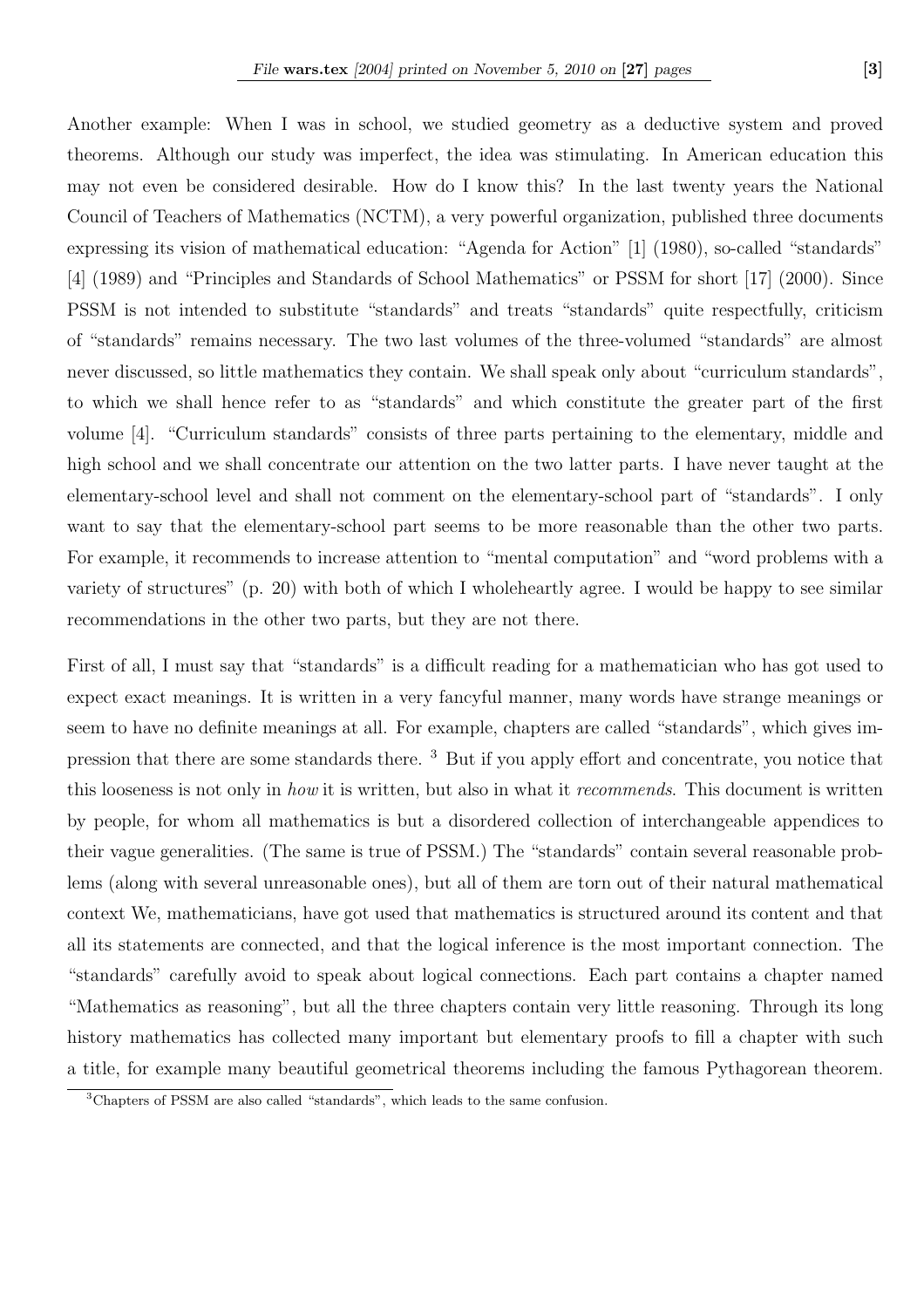Another example: When I was in school, we studied geometry as a deductive system and proved theorems. Although our study was imperfect, the idea was stimulating. In American education this may not even be considered desirable. How do I know this? In the last twenty years the National Council of Teachers of Mathematics (NCTM), a very powerful organization, published three documents expressing its vision of mathematical education: "Agenda for Action" [1] (1980), so-called "standards" [4] (1989) and "Principles and Standards of School Mathematics" or PSSM for short [17] (2000). Since PSSM is not intended to substitute "standards" and treats "standards" quite respectfully, criticism of "standards" remains necessary. The two last volumes of the three-volumed "standards" are almost never discussed, so little mathematics they contain. We shall speak only about "curriculum standards", to which we shall hence refer to as "standards" and which constitute the greater part of the first volume [4]. "Curriculum standards" consists of three parts pertaining to the elementary, middle and high school and we shall concentrate our attention on the two latter parts. I have never taught at the elementary-school level and shall not comment on the elementary-school part of "standards". I only want to say that the elementary-school part seems to be more reasonable than the other two parts. For example, it recommends to increase attention to "mental computation" and "word problems with a variety of structures" (p. 20) with both of which I wholeheartedly agree. I would be happy to see similar recommendations in the other two parts, but they are not there.

First of all, I must say that "standards" is a difficult reading for a mathematician who has got used to expect exact meanings. It is written in a very fancyful manner, many words have strange meanings or seem to have no definite meanings at all. For example, chapters are called "standards", which gives impression that there are some standards there. [3] But if you apply effort and concentrate, you notice that this looseness is not only in *how* it is written, but also in what it *recommends*. This document is written by people, for whom all mathematics is but a disordered collection of interchangeable appendices to their vague generalities. (The same is true of PSSM.) The "standards" contain several reasonable problems (along with several unreasonable ones), but all of them are torn out of their natural mathematical context We, mathematicians, have got used that mathematics is structured around its content and that all its statements are connected, and that the logical inference is the most important connection. The "standards" carefully avoid to speak about logical connections. Each part contains a chapter named "Mathematics as reasoning", but all the three chapters contain very little reasoning. Through its long history mathematics has collected many important but elementary proofs to fill a chapter with such a title, for example many beautiful geometrical theorems including the famous Pythagorean theorem.

[3] Chapters of PSSM are also called "standards", which leads to the same confusion.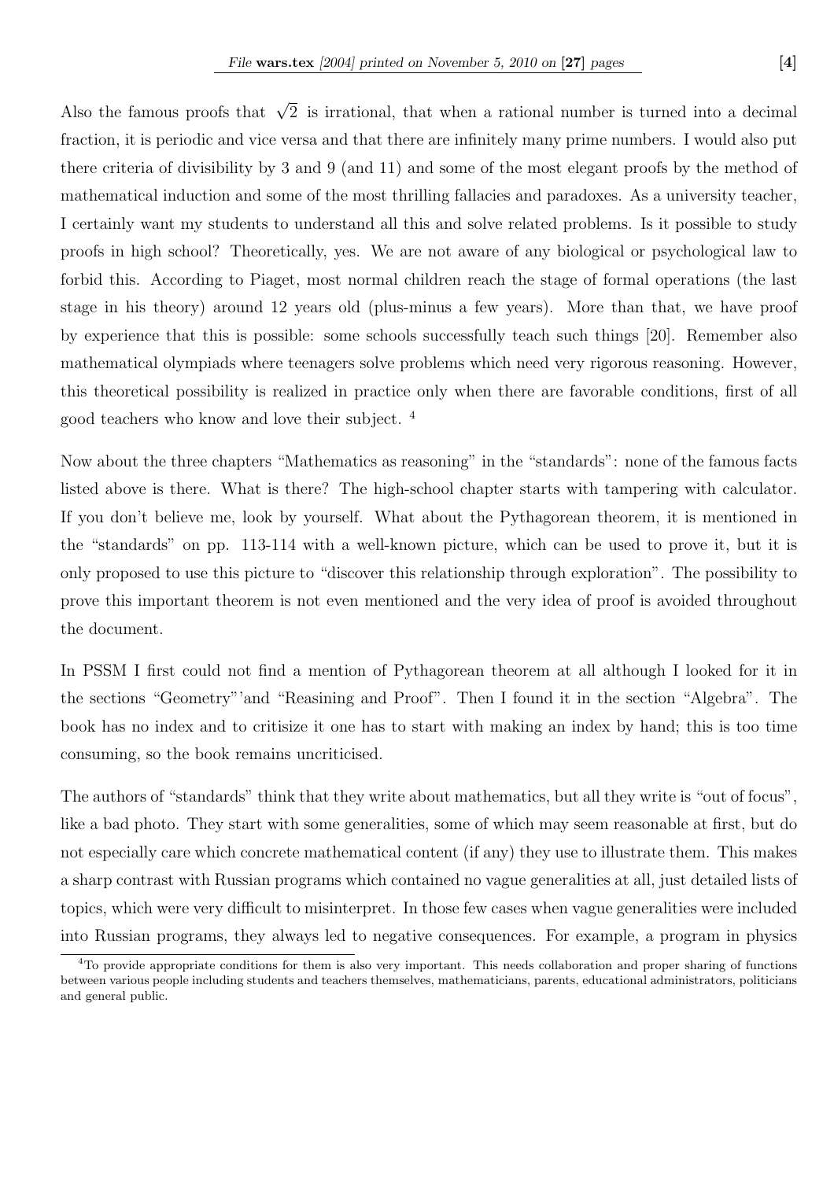Also the famous proofs that $\sqrt{2}$ is irrational, that when a rational number is turned into a decimal fraction, it is periodic and vice versa and that there are infinitely many prime numbers. I would also put there criteria of divisibility by 3 and 9 (and 11) and some of the most elegant proofs by the method of mathematical induction and some of the most thrilling fallacies and paradoxes. As a university teacher, I certainly want my students to understand all this and solve related problems. Is it possible to study proofs in high school? Theoretically, yes. We are not aware of any biological or psychological law to forbid this. According to Piaget, most normal children reach the stage of formal operations (the last stage in his theory) around 12 years old (plus-minus a few years). More than that, we have proof by experience that this is possible: some schools successfully teach such things [20]. Remember also mathematical olympiads where teenagers solve problems which need very rigorous reasoning. However, this theoretical possibility is realized in practice only when there are favorable conditions, first of all good teachers who know and love their subject. [4]

Now about the three chapters "Mathematics as reasoning" in the "standards": none of the famous facts listed above is there. What is there? The high-school chapter starts with tampering with calculator. If you don't believe me, look by yourself. What about the Pythagorean theorem, it is mentioned in the "standards" on pp. 113-114 with a well-known picture, which can be used to prove it, but it is only proposed to use this picture to "discover this relationship through exploration". The possibility to prove this important theorem is not even mentioned and the very idea of proof is avoided throughout the document.

In PSSM I first could not find a mention of Pythagorean theorem at all although I looked for it in the sections "Geometry"'and "Reasining and Proof". Then I found it in the section "Algebra". The book has no index and to critisize it one has to start with making an index by hand; this is too time consuming, so the book remains uncriticised.

The authors of "standards" think that they write about mathematics, but all they write is "out of focus", like a bad photo. They start with some generalities, some of which may seem reasonable at first, but do not especially care which concrete mathematical content (if any) they use to illustrate them. This makes a sharp contrast with Russian programs which contained no vague generalities at all, just detailed lists of topics, which were very difficult to misinterpret. In those few cases when vague generalities were included into Russian programs, they always led to negative consequences. For example, a program in physics

[4] To provide appropriate conditions for them is also very important. This needs collaboration and proper sharing of functions between various people including students and teachers themselves, mathematicians, parents, educational administrators, politicians and general public.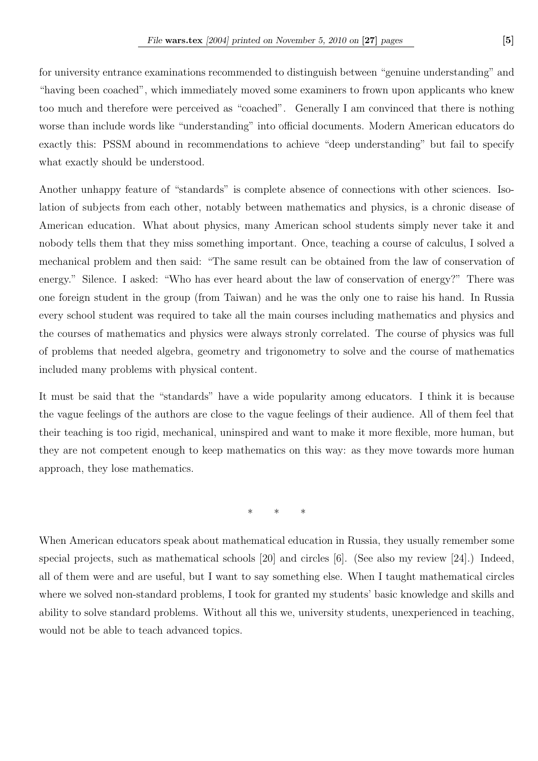for university entrance examinations recommended to distinguish between "genuine understanding" and "having been coached", which immediately moved some examiners to frown upon applicants who knew too much and therefore were perceived as "coached". Generally I am convinced that there is nothing worse than include words like "understanding" into official documents. Modern American educators do exactly this: PSSM abound in recommendations to achieve "deep understanding" but fail to specify what exactly should be understood.

Another unhappy feature of "standards" is complete absence of connections with other sciences. Isolation of subjects from each other, notably between mathematics and physics, is a chronic disease of American education. What about physics, many American school students simply never take it and nobody tells them that they miss something important. Once, teaching a course of calculus, I solved a mechanical problem and then said: "The same result can be obtained from the law of conservation of energy." Silence. I asked: "Who has ever heard about the law of conservation of energy?" There was one foreign student in the group (from Taiwan) and he was the only one to raise his hand. In Russia every school student was required to take all the main courses including mathematics and physics and the courses of mathematics and physics were always stronly correlated. The course of physics was full of problems that needed algebra, geometry and trigonometry to solve and the course of mathematics included many problems with physical content.

It must be said that the "standards" have a wide popularity among educators. I think it is because the vague feelings of the authors are close to the vague feelings of their audience. All of them feel that their teaching is too rigid, mechanical, uninspired and want to make it more flexible, more human, but they are not competent enough to keep mathematics on this way: as they move towards more human approach, they lose mathematics.

\* \* \*

When American educators speak about mathematical education in Russia, they usually remember some special projects, such as mathematical schools [20] and circles [6]. (See also my review [24].) Indeed, all of them were and are useful, but I want to say something else. When I taught mathematical circles where we solved non-standard problems, I took for granted my students' basic knowledge and skills and ability to solve standard problems. Without all this we, university students, unexperienced in teaching, would not be able to teach advanced topics.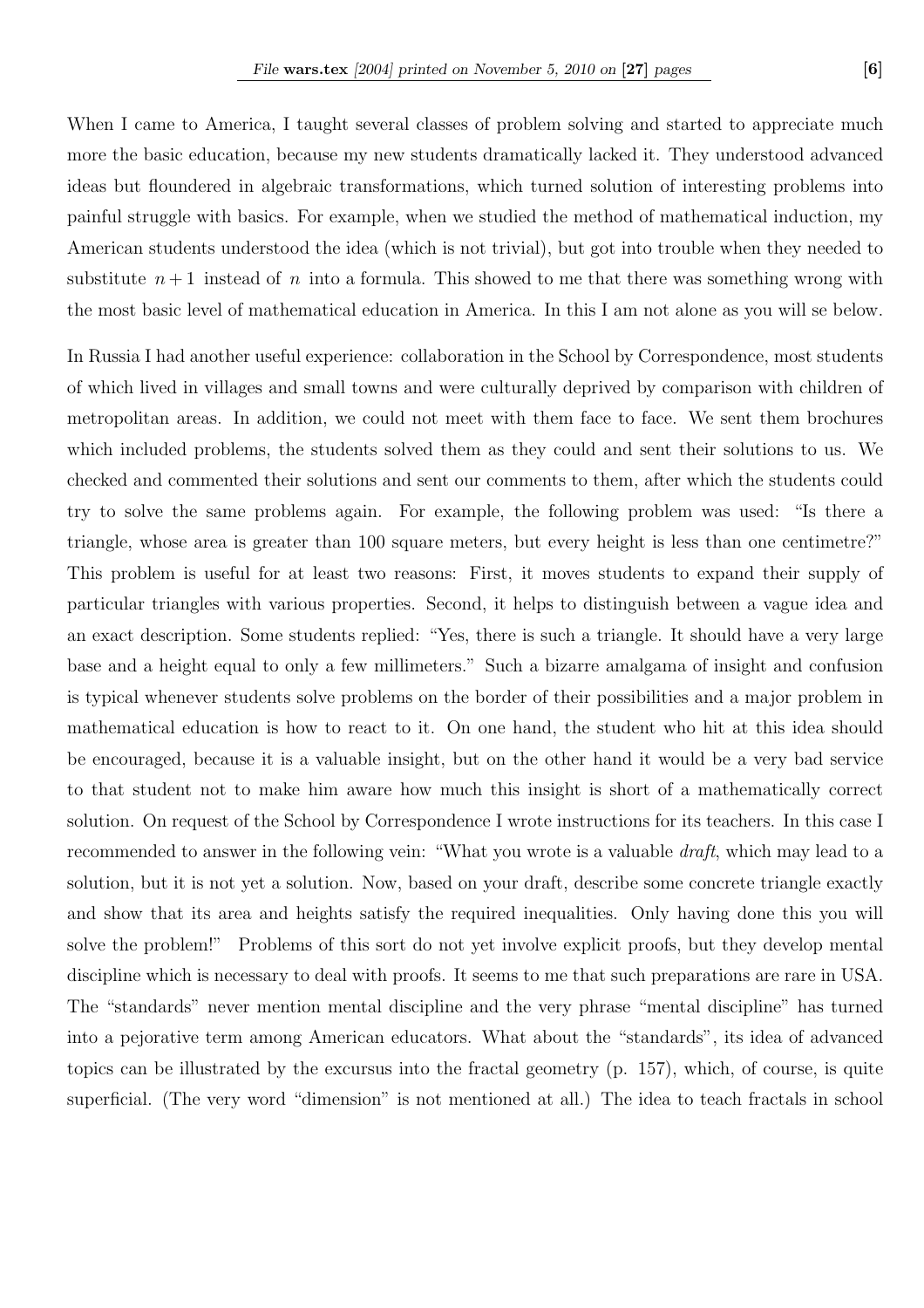When I came to America, I taught several classes of problem solving and started to appreciate much more the basic education, because my new students dramatically lacked it. They understood advanced ideas but floundered in algebraic transformations, which turned solution of interesting problems into painful struggle with basics. For example, when we studied the method of mathematical induction, my American students understood the idea (which is not trivial), but got into trouble when they needed to substitute $n+1$ instead of $n$ into a formula. This showed to me that there was something wrong with the most basic level of mathematical education in America. In this I am not alone as you will se below.

In Russia I had another useful experience: collaboration in the School by Correspondence, most students of which lived in villages and small towns and were culturally deprived by comparison with children of metropolitan areas. In addition, we could not meet with them face to face. We sent them brochures which included problems, the students solved them as they could and sent their solutions to us. We checked and commented their solutions and sent our comments to them, after which the students could try to solve the same problems again. For example, the following problem was used: "Is there a triangle, whose area is greater than 100 square meters, but every height is less than one centimetre?" This problem is useful for at least two reasons: First, it moves students to expand their supply of particular triangles with various properties. Second, it helps to distinguish between a vague idea and an exact description. Some students replied: "Yes, there is such a triangle. It should have a very large base and a height equal to only a few millimeters." Such a bizarre amalgama of insight and confusion is typical whenever students solve problems on the border of their possibilities and a major problem in mathematical education is how to react to it. On one hand, the student who hit at this idea should be encouraged, because it is a valuable insight, but on the other hand it would be a very bad service to that student not to make him aware how much this insight is short of a mathematically correct solution. On request of the School by Correspondence I wrote instructions for its teachers. In this case I recommended to answer in the following vein: "What you wrote is a valuable *draft*, which may lead to a solution, but it is not yet a solution. Now, based on your draft, describe some concrete triangle exactly and show that its area and heights satisfy the required inequalities. Only having done this you will solve the problem!" Problems of this sort do not yet involve explicit proofs, but they develop mental discipline which is necessary to deal with proofs. It seems to me that such preparations are rare in USA. The "standards" never mention mental discipline and the very phrase "mental discipline" has turned into a pejorative term among American educators. What about the "standards", its idea of advanced topics can be illustrated by the excursus into the fractal geometry (p. 157), which, of course, is quite superficial. (The very word "dimension" is not mentioned at all.) The idea to teach fractals in school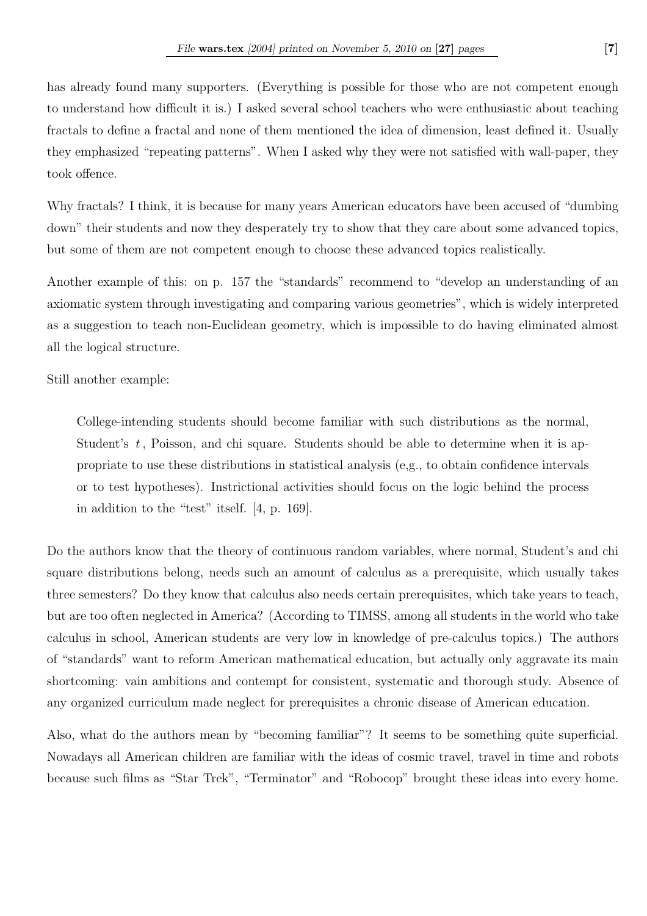has already found many supporters. (Everything is possible for those who are not competent enough to understand how difficult it is.) I asked several school teachers who were enthusiastic about teaching fractals to define a fractal and none of them mentioned the idea of dimension, least defined it. Usually they emphasized "repeating patterns". When I asked why they were not satisfied with wall-paper, they took offence.

Why fractals? I think, it is because for many years American educators have been accused of "dumbing down" their students and now they desperately try to show that they care about some advanced topics, but some of them are not competent enough to choose these advanced topics realistically.

Another example of this: on p. 157 the "standards" recommend to "develop an understanding of an axiomatic system through investigating and comparing various geometries", which is widely interpreted as a suggestion to teach non-Euclidean geometry, which is impossible to do having eliminated almost all the logical structure.

Still another example:

> College-intending students should become familiar with such distributions as the normal, Student's $t$, Poisson, and chi square. Students should be able to determine when it is appropriate to use these distributions in statistical analysis (e,g., to obtain confidence intervals or to test hypotheses). Instrictional activities should focus on the logic behind the process in addition to the "test" itself. [4, p. 169].

Do the authors know that the theory of continuous random variables, where normal, Student's and chi square distributions belong, needs such an amount of calculus as a prerequisite, which usually takes three semesters? Do they know that calculus also needs certain prerequisites, which take years to teach, but are too often neglected in America? (According to TIMSS, among all students in the world who take calculus in school, American students are very low in knowledge of pre-calculus topics.) The authors of "standards" want to reform American mathematical education, but actually only aggravate its main shortcoming: vain ambitions and contempt for consistent, systematic and thorough study. Absence of any organized curriculum made neglect for prerequisites a chronic disease of American education.

Also, what do the authors mean by "becoming familiar"? It seems to be something quite superficial. Nowadays all American children are familiar with the ideas of cosmic travel, travel in time and robots because such films as "Star Trek", "Terminator" and "Robocop" brought these ideas into every home.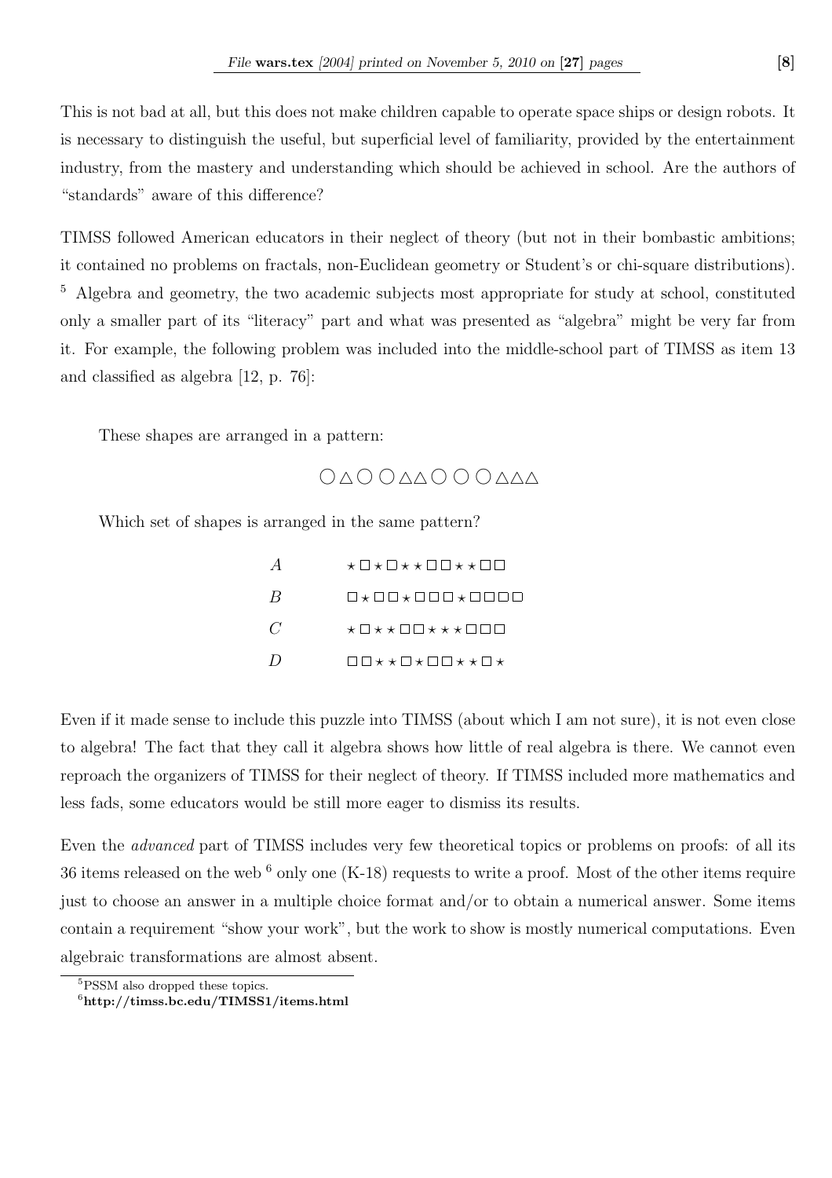This is not bad at all, but this does not make children capable to operate space ships or design robots. It is necessary to distinguish the useful, but superficial level of familiarity, provided by the entertainment industry, from the mastery and understanding which should be achieved in school. Are the authors of "standards" aware of this difference?

TIMSS followed American educators in their neglect of theory (but not in their bombastic ambitions; it contained no problems on fractals, non-Euclidean geometry or Student's or chi-square distributions). [5] Algebra and geometry, the two academic subjects most appropriate for study at school, constituted only a smaller part of its "literacy" part and what was presented as "algebra" might be very far from it. For example, the following problem was included into the middle-school part of TIMSS as item 13 and classified as algebra [12, p. 76]:

> These shapes are arranged in a pattern:
>
> ○ △ ○ ○ △△ ○ ○ ○ △△△
>
> Which set of shapes is arranged in the same pattern?
>
> *A*  ⋆ □ ⋆ □ ⋆ ⋆ □ □ ⋆ ⋆ □ □
>
> *B*  □ ⋆ □ □ ⋆ □ □ □ ⋆ □ □ □ □
>
> *C*  ⋆ □ ⋆ ⋆ □ □ ⋆ ⋆ ⋆ □ □ □
>
> *D*  □ □ ⋆ ⋆ □ ⋆ □ □ ⋆ ⋆ □ ⋆

Even if it made sense to include this puzzle into TIMSS (about which I am not sure), it is not even close to algebra! The fact that they call it algebra shows how little of real algebra is there. We cannot even reproach the organizers of TIMSS for their neglect of theory. If TIMSS included more mathematics and less fads, some educators would be still more eager to dismiss its results.

Even the *advanced* part of TIMSS includes very few theoretical topics or problems on proofs: of all its 36 items released on the web [6] only one (K-18) requests to write a proof. Most of the other items require just to choose an answer in a multiple choice format and/or to obtain a numerical answer. Some items contain a requirement "show your work", but the work to show is mostly numerical computations. Even algebraic transformations are almost absent.

---

[5] PSSM also dropped these topics.

[6] **http://timss.bc.edu/TIMSS1/items.html**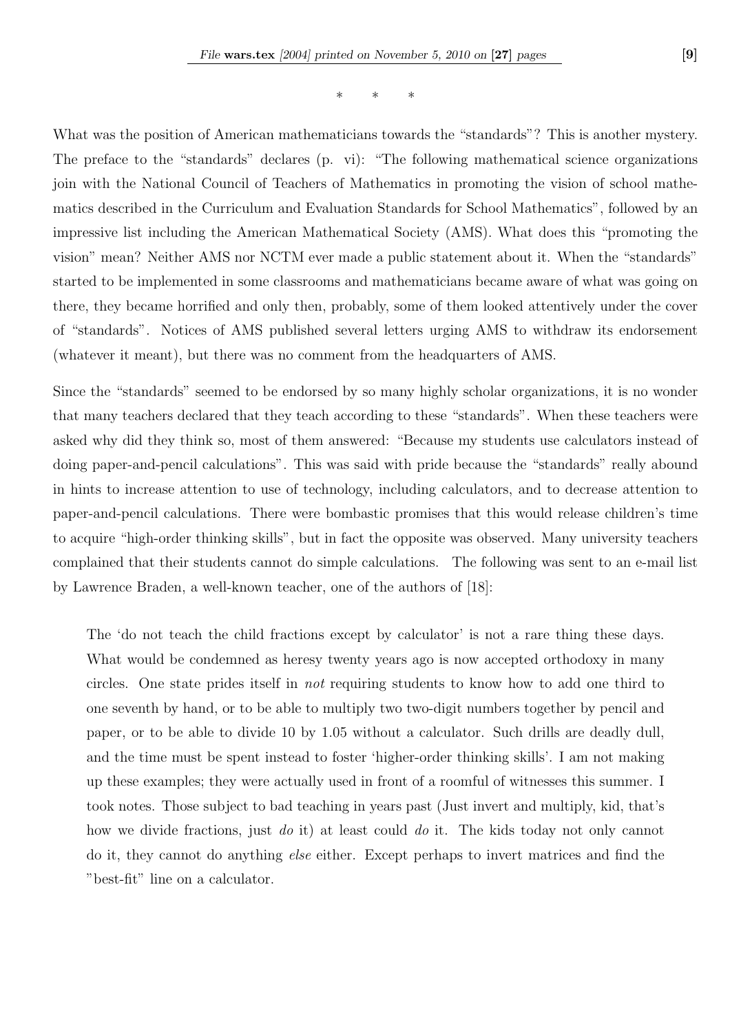\*  \*  \*

What was the position of American mathematicians towards the "standards"? This is another mystery. The preface to the "standards" declares (p. vi): "The following mathematical science organizations join with the National Council of Teachers of Mathematics in promoting the vision of school mathematics described in the Curriculum and Evaluation Standards for School Mathematics", followed by an impressive list including the American Mathematical Society (AMS). What does this "promoting the vision" mean? Neither AMS nor NCTM ever made a public statement about it. When the "standards" started to be implemented in some classrooms and mathematicians became aware of what was going on there, they became horrified and only then, probably, some of them looked attentively under the cover of "standards". Notices of AMS published several letters urging AMS to withdraw its endorsement (whatever it meant), but there was no comment from the headquarters of AMS.

Since the "standards" seemed to be endorsed by so many highly scholar organizations, it is no wonder that many teachers declared that they teach according to these "standards". When these teachers were asked why did they think so, most of them answered: "Because my students use calculators instead of doing paper-and-pencil calculations". This was said with pride because the "standards" really abound in hints to increase attention to use of technology, including calculators, and to decrease attention to paper-and-pencil calculations. There were bombastic promises that this would release children's time to acquire "high-order thinking skills", but in fact the opposite was observed. Many university teachers complained that their students cannot do simple calculations. The following was sent to an e-mail list by Lawrence Braden, a well-known teacher, one of the authors of [18]:

> The 'do not teach the child fractions except by calculator' is not a rare thing these days. What would be condemned as heresy twenty years ago is now accepted orthodoxy in many circles. One state prides itself in *not* requiring students to know how to add one third to one seventh by hand, or to be able to multiply two two-digit numbers together by pencil and paper, or to be able to divide 10 by 1.05 without a calculator. Such drills are deadly dull, and the time must be spent instead to foster 'higher-order thinking skills'. I am not making up these examples; they were actually used in front of a roomful of witnesses this summer. I took notes. Those subject to bad teaching in years past (Just invert and multiply, kid, that's how we divide fractions, just *do* it) at least could *do* it. The kids today not only cannot do it, they cannot do anything *else* either. Except perhaps to invert matrices and find the "best-fit" line on a calculator.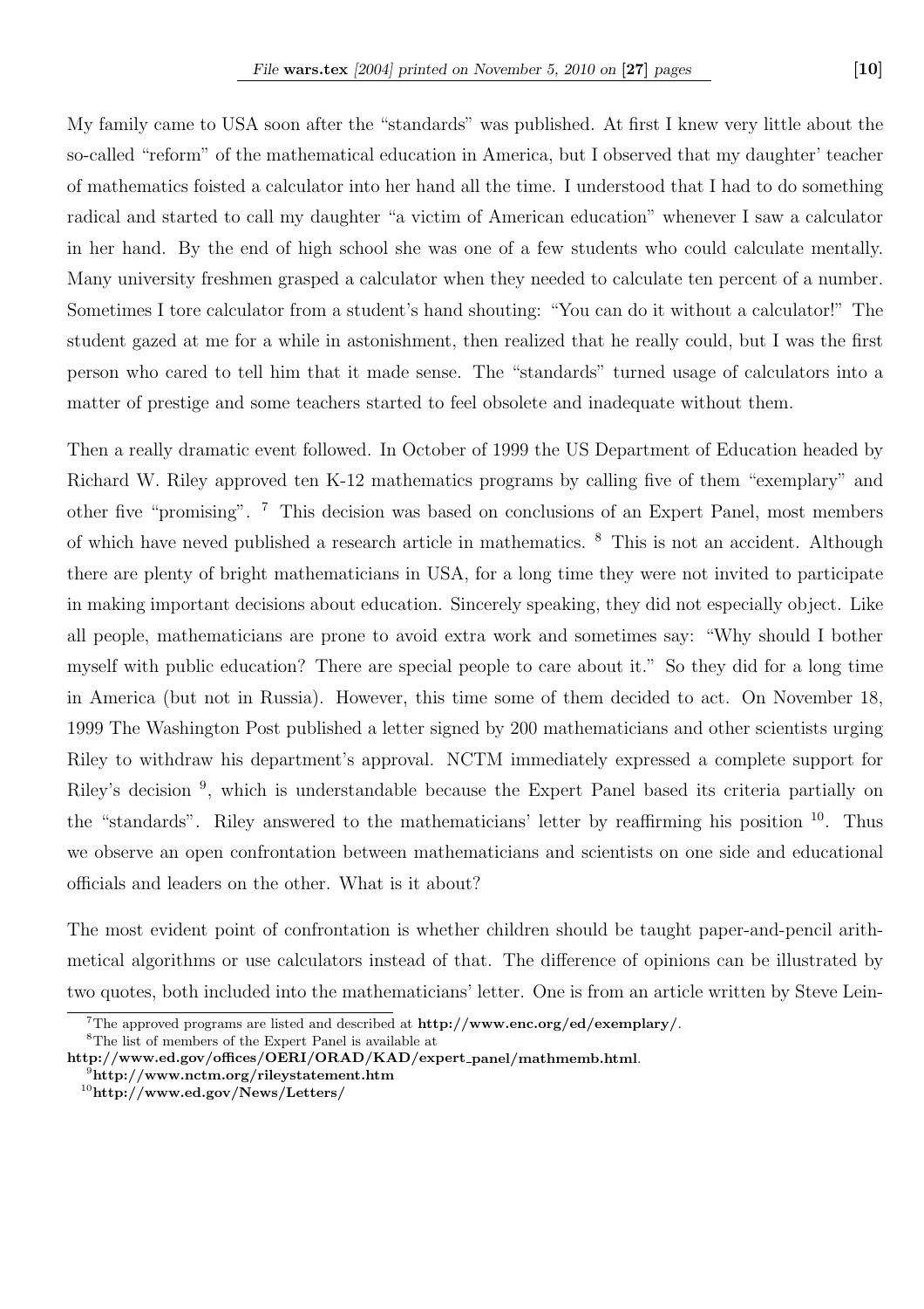My family came to USA soon after the "standards" was published. At first I knew very little about the so-called "reform" of the mathematical education in America, but I observed that my daughter' teacher of mathematics foisted a calculator into her hand all the time. I understood that I had to do something radical and started to call my daughter "a victim of American education" whenever I saw a calculator in her hand. By the end of high school she was one of a few students who could calculate mentally. Many university freshmen grasped a calculator when they needed to calculate ten percent of a number. Sometimes I tore calculator from a student's hand shouting: "You can do it without a calculator!" The student gazed at me for a while in astonishment, then realized that he really could, but I was the first person who cared to tell him that it made sense. The "standards" turned usage of calculators into a matter of prestige and some teachers started to feel obsolete and inadequate without them.

Then a really dramatic event followed. In October of 1999 the US Department of Education headed by Richard W. Riley approved ten K-12 mathematics programs by calling five of them "exemplary" and other five "promising". [7] This decision was based on conclusions of an Expert Panel, most members of which have neved published a research article in mathematics. [8] This is not an accident. Although there are plenty of bright mathematicians in USA, for a long time they were not invited to participate in making important decisions about education. Sincerely speaking, they did not especially object. Like all people, mathematicians are prone to avoid extra work and sometimes say: "Why should I bother myself with public education? There are special people to care about it." So they did for a long time in America (but not in Russia). However, this time some of them decided to act. On November 18, 1999 The Washington Post published a letter signed by 200 mathematicians and other scientists urging Riley to withdraw his department's approval. NCTM immediately expressed a complete support for Riley's decision [9], which is understandable because the Expert Panel based its criteria partially on the "standards". Riley answered to the mathematicians' letter by reaffirming his position [10]. Thus we observe an open confrontation between mathematicians and scientists on one side and educational officials and leaders on the other. What is it about?

The most evident point of confrontation is whether children should be taught paper-and-pencil arithmetical algorithms or use calculators instead of that. The difference of opinions can be illustrated by two quotes, both included into the mathematicians' letter. One is from an article written by Steve Lein-

---

[7] The approved programs are listed and described at **http://www.enc.org/ed/exemplary/**.

[8] The list of members of the Expert Panel is available at **http://www.ed.gov/offices/OERI/ORAD/KAD/expert_panel/mathmemb.html**.

[9] **http://www.nctm.org/rileystatement.htm**

[10] **http://www.ed.gov/News/Letters/**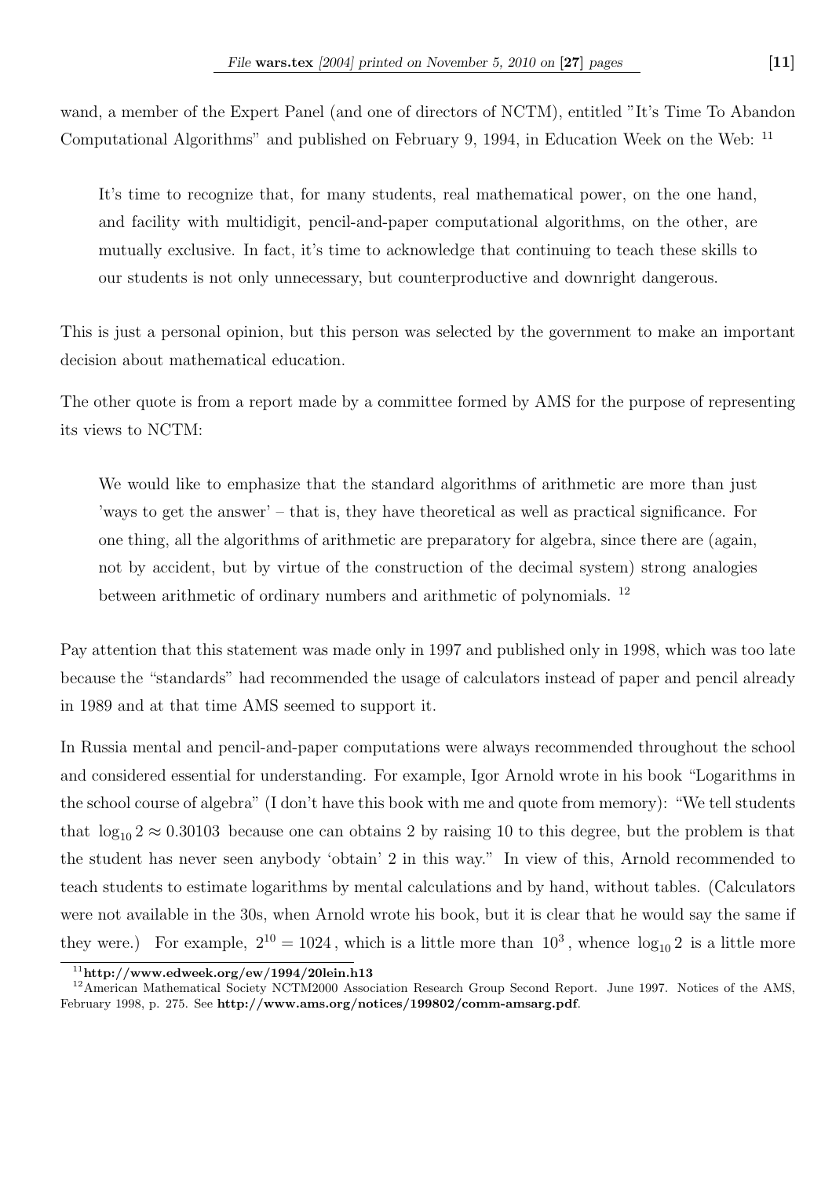wand, a member of the Expert Panel (and one of directors of NCTM), entitled "It's Time To Abandon Computational Algorithms" and published on February 9, 1994, in Education Week on the Web: [11]

> It's time to recognize that, for many students, real mathematical power, on the one hand, and facility with multidigit, pencil-and-paper computational algorithms, on the other, are mutually exclusive. In fact, it's time to acknowledge that continuing to teach these skills to our students is not only unnecessary, but counterproductive and downright dangerous.

This is just a personal opinion, but this person was selected by the government to make an important decision about mathematical education.

The other quote is from a report made by a committee formed by AMS for the purpose of representing its views to NCTM:

> We would like to emphasize that the standard algorithms of arithmetic are more than just 'ways to get the answer' – that is, they have theoretical as well as practical significance. For one thing, all the algorithms of arithmetic are preparatory for algebra, since there are (again, not by accident, but by virtue of the construction of the decimal system) strong analogies between arithmetic of ordinary numbers and arithmetic of polynomials. [12]

Pay attention that this statement was made only in 1997 and published only in 1998, which was too late because the "standards" had recommended the usage of calculators instead of paper and pencil already in 1989 and at that time AMS seemed to support it.

In Russia mental and pencil-and-paper computations were always recommended throughout the school and considered essential for understanding. For example, Igor Arnold wrote in his book "Logarithms in the school course of algebra" (I don't have this book with me and quote from memory): "We tell students that $\log_{10} 2 \approx 0.30103$ because one can obtains 2 by raising 10 to this degree, but the problem is that the student has never seen anybody 'obtain' 2 in this way." In view of this, Arnold recommended to teach students to estimate logarithms by mental calculations and by hand, without tables. (Calculators were not available in the 30s, when Arnold wrote his book, but it is clear that he would say the same if they were.) For example, $2^{10} = 1024$, which is a little more than $10^3$, whence $\log_{10} 2$ is a little more

[11] **http://www.edweek.org/ew/1994/20lein.h13**

[12] American Mathematical Society NCTM2000 Association Research Group Second Report. June 1997. Notices of the AMS, February 1998, p. 275. See **http://www.ams.org/notices/199802/comm-amsarg.pdf**.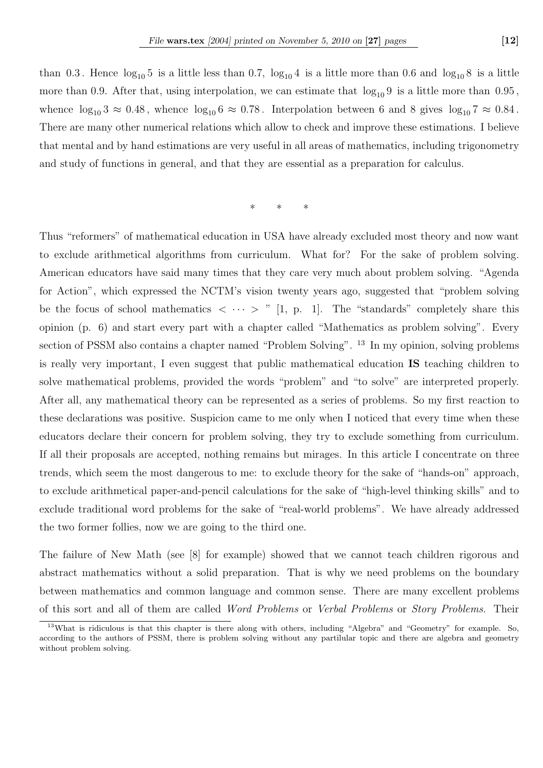than $0.3$. Hence $\log_{10} 5$ is a little less than 0.7, $\log_{10} 4$ is a little more than 0.6 and $\log_{10} 8$ is a little more than 0.9. After that, using interpolation, we can estimate that $\log_{10} 9$ is a little more than $0.95$, whence $\log_{10} 3 \approx 0.48$, whence $\log_{10} 6 \approx 0.78$. Interpolation between 6 and 8 gives $\log_{10} 7 \approx 0.84$. There are many other numerical relations which allow to check and improve these estimations. I believe that mental and by hand estimations are very useful in all areas of mathematics, including trigonometry and study of functions in general, and that they are essential as a preparation for calculus.

\* \* \*

Thus "reformers" of mathematical education in USA have already excluded most theory and now want to exclude arithmetical algorithms from curriculum. What for? For the sake of problem solving. American educators have said many times that they care very much about problem solving. "Agenda for Action", which expressed the NCTM's vision twenty years ago, suggested that "problem solving be the focus of school mathematics $< \cdots >$ " [1, p. 1]. The "standards" completely share this opinion (p. 6) and start every part with a chapter called "Mathematics as problem solving". Every section of PSSM also contains a chapter named "Problem Solving". [13] In my opinion, solving problems is really very important, I even suggest that public mathematical education **IS** teaching children to solve mathematical problems, provided the words "problem" and "to solve" are interpreted properly. After all, any mathematical theory can be represented as a series of problems. So my first reaction to these declarations was positive. Suspicion came to me only when I noticed that every time when these educators declare their concern for problem solving, they try to exclude something from curriculum. If all their proposals are accepted, nothing remains but mirages. In this article I concentrate on three trends, which seem the most dangerous to me: to exclude theory for the sake of "hands-on" approach, to exclude arithmetical paper-and-pencil calculations for the sake of "high-level thinking skills" and to exclude traditional word problems for the sake of "real-world problems". We have already addressed the two former follies, now we are going to the third one.

The failure of New Math (see [8] for example) showed that we cannot teach children rigorous and abstract mathematics without a solid preparation. That is why we need problems on the boundary between mathematics and common language and common sense. There are many excellent problems of this sort and all of them are called *Word Problems* or *Verbal Problems* or *Story Problems*. Their

[13] What is ridiculous is that this chapter is there along with others, including "Algebra" and "Geometry" for example. So, according to the authors of PSSM, there is problem solving without any partilular topic and there are algebra and geometry without problem solving.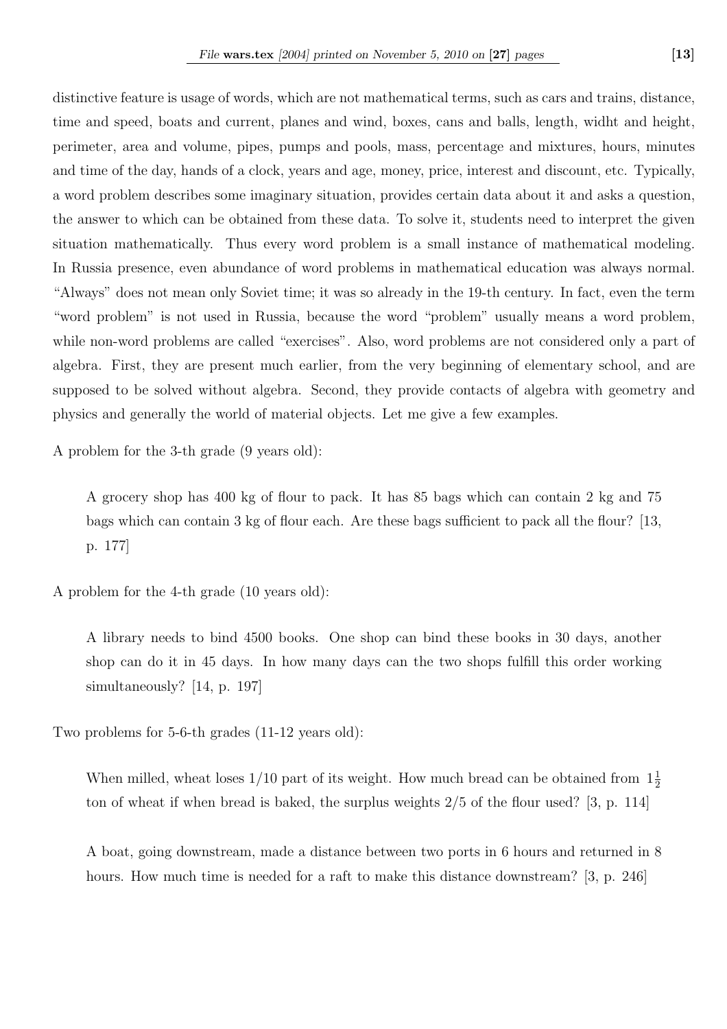distinctive feature is usage of words, which are not mathematical terms, such as cars and trains, distance, time and speed, boats and current, planes and wind, boxes, cans and balls, length, widht and height, perimeter, area and volume, pipes, pumps and pools, mass, percentage and mixtures, hours, minutes and time of the day, hands of a clock, years and age, money, price, interest and discount, etc. Typically, a word problem describes some imaginary situation, provides certain data about it and asks a question, the answer to which can be obtained from these data. To solve it, students need to interpret the given situation mathematically. Thus every word problem is a small instance of mathematical modeling. In Russia presence, even abundance of word problems in mathematical education was always normal. "Always" does not mean only Soviet time; it was so already in the 19-th century. In fact, even the term "word problem" is not used in Russia, because the word "problem" usually means a word problem, while non-word problems are called "exercises". Also, word problems are not considered only a part of algebra. First, they are present much earlier, from the very beginning of elementary school, and are supposed to be solved without algebra. Second, they provide contacts of algebra with geometry and physics and generally the world of material objects. Let me give a few examples.

A problem for the 3-th grade (9 years old):

> A grocery shop has 400 kg of flour to pack. It has 85 bags which can contain 2 kg and 75 bags which can contain 3 kg of flour each. Are these bags sufficient to pack all the flour? [13, p. 177]

A problem for the 4-th grade (10 years old):

> A library needs to bind 4500 books. One shop can bind these books in 30 days, another shop can do it in 45 days. In how many days can the two shops fulfill this order working simultaneously? [14, p. 197]

Two problems for 5-6-th grades (11-12 years old):

> When milled, wheat loses $1/10$ part of its weight. How much bread can be obtained from $1\frac{1}{2}$ ton of wheat if when bread is baked, the surplus weights $2/5$ of the flour used? [3, p. 114]

> A boat, going downstream, made a distance between two ports in 6 hours and returned in 8 hours. How much time is needed for a raft to make this distance downstream? [3, p. 246]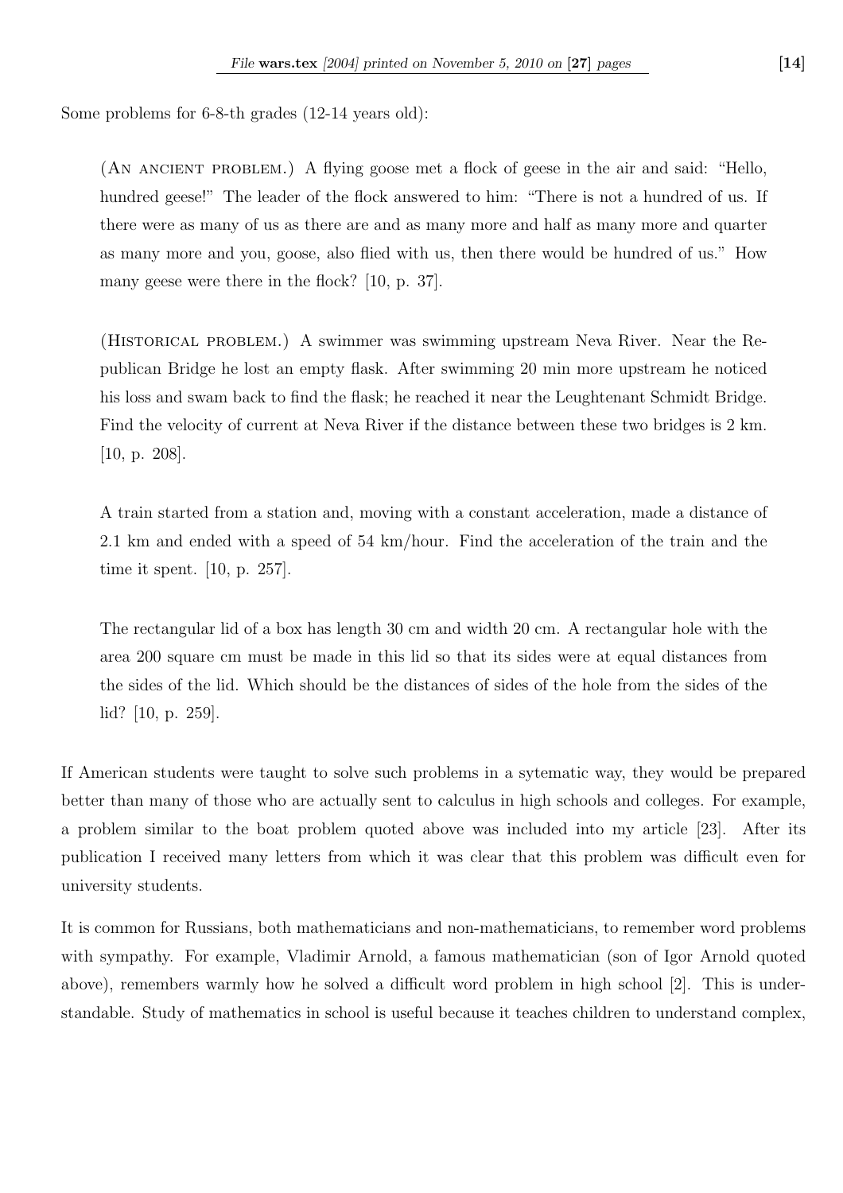Some problems for 6-8-th grades (12-14 years old):

> (An ancient problem.) A flying goose met a flock of geese in the air and said: "Hello, hundred geese!" The leader of the flock answered to him: "There is not a hundred of us. If there were as many of us as there are and as many more and half as many more and quarter as many more and you, goose, also flied with us, then there would be hundred of us." How many geese were there in the flock? [10, p. 37].
>
> (Historical problem.) A swimmer was swimming upstream Neva River. Near the Republican Bridge he lost an empty flask. After swimming 20 min more upstream he noticed his loss and swam back to find the flask; he reached it near the Leughtenant Schmidt Bridge. Find the velocity of current at Neva River if the distance between these two bridges is 2 km. [10, p. 208].
>
> A train started from a station and, moving with a constant acceleration, made a distance of 2.1 km and ended with a speed of 54 km/hour. Find the acceleration of the train and the time it spent. [10, p. 257].
>
> The rectangular lid of a box has length 30 cm and width 20 cm. A rectangular hole with the area 200 square cm must be made in this lid so that its sides were at equal distances from the sides of the lid. Which should be the distances of sides of the hole from the sides of the lid? [10, p. 259].

If American students were taught to solve such problems in a sytematic way, they would be prepared better than many of those who are actually sent to calculus in high schools and colleges. For example, a problem similar to the boat problem quoted above was included into my article [23]. After its publication I received many letters from which it was clear that this problem was difficult even for university students.

It is common for Russians, both mathematicians and non-mathematicians, to remember word problems with sympathy. For example, Vladimir Arnold, a famous mathematician (son of Igor Arnold quoted above), remembers warmly how he solved a difficult word problem in high school [2]. This is understandable. Study of mathematics in school is useful because it teaches children to understand complex,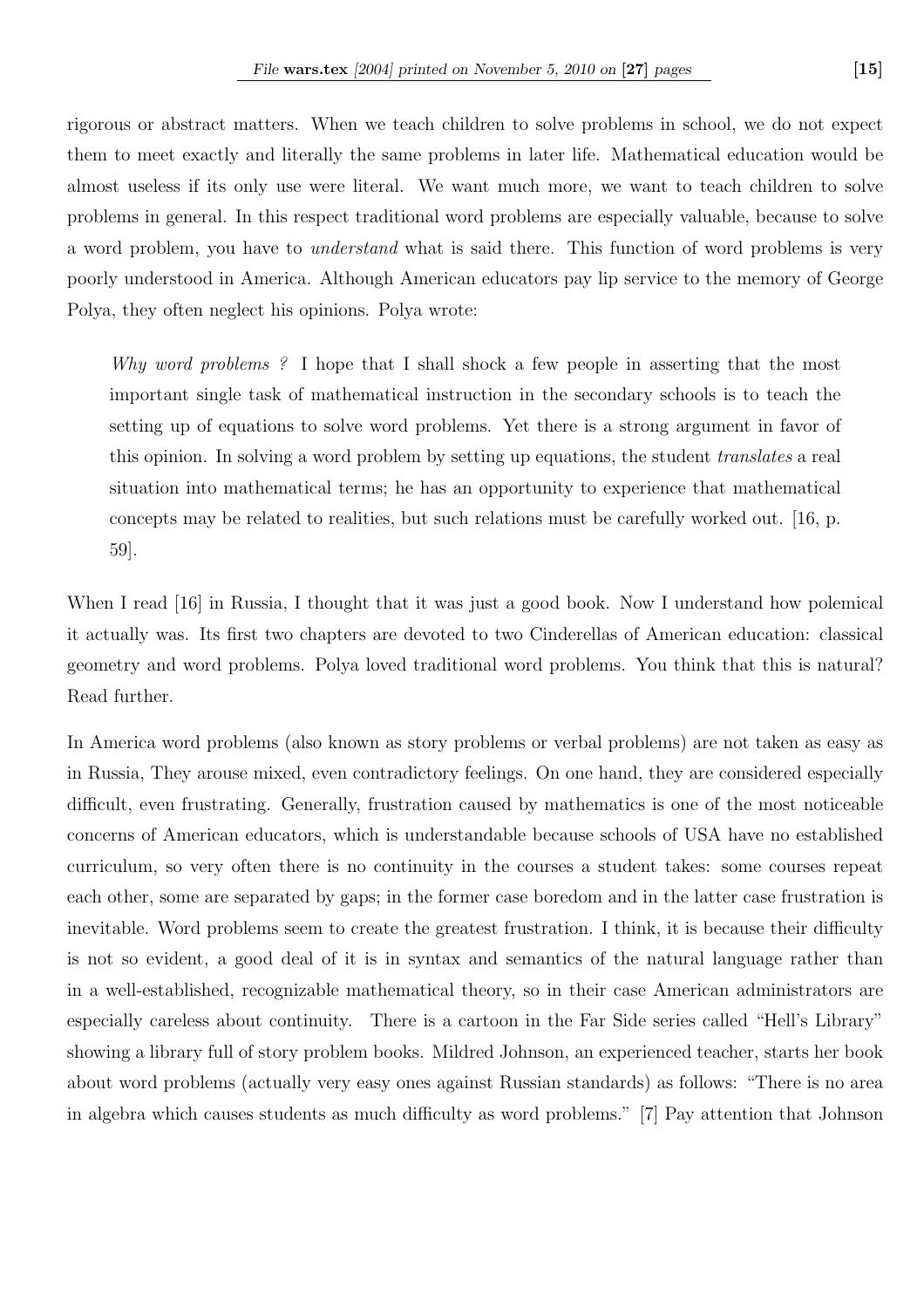rigorous or abstract matters. When we teach children to solve problems in school, we do not expect them to meet exactly and literally the same problems in later life. Mathematical education would be almost useless if its only use were literal. We want much more, we want to teach children to solve problems in general. In this respect traditional word problems are especially valuable, because to solve a word problem, you have to *understand* what is said there. This function of word problems is very poorly understood in America. Although American educators pay lip service to the memory of George Polya, they often neglect his opinions. Polya wrote:

> *Why word problems ?* I hope that I shall shock a few people in asserting that the most important single task of mathematical instruction in the secondary schools is to teach the setting up of equations to solve word problems. Yet there is a strong argument in favor of this opinion. In solving a word problem by setting up equations, the student *translates* a real situation into mathematical terms; he has an opportunity to experience that mathematical concepts may be related to realities, but such relations must be carefully worked out. [16, p. 59].

When I read [16] in Russia, I thought that it was just a good book. Now I understand how polemical it actually was. Its first two chapters are devoted to two Cinderellas of American education: classical geometry and word problems. Polya loved traditional word problems. You think that this is natural? Read further.

In America word problems (also known as story problems or verbal problems) are not taken as easy as in Russia, They arouse mixed, even contradictory feelings. On one hand, they are considered especially difficult, even frustrating. Generally, frustration caused by mathematics is one of the most noticeable concerns of American educators, which is understandable because schools of USA have no established curriculum, so very often there is no continuity in the courses a student takes: some courses repeat each other, some are separated by gaps; in the former case boredom and in the latter case frustration is inevitable. Word problems seem to create the greatest frustration. I think, it is because their difficulty is not so evident, a good deal of it is in syntax and semantics of the natural language rather than in a well-established, recognizable mathematical theory, so in their case American administrators are especially careless about continuity. There is a cartoon in the Far Side series called "Hell's Library" showing a library full of story problem books. Mildred Johnson, an experienced teacher, starts her book about word problems (actually very easy ones against Russian standards) as follows: "There is no area in algebra which causes students as much difficulty as word problems." [7] Pay attention that Johnson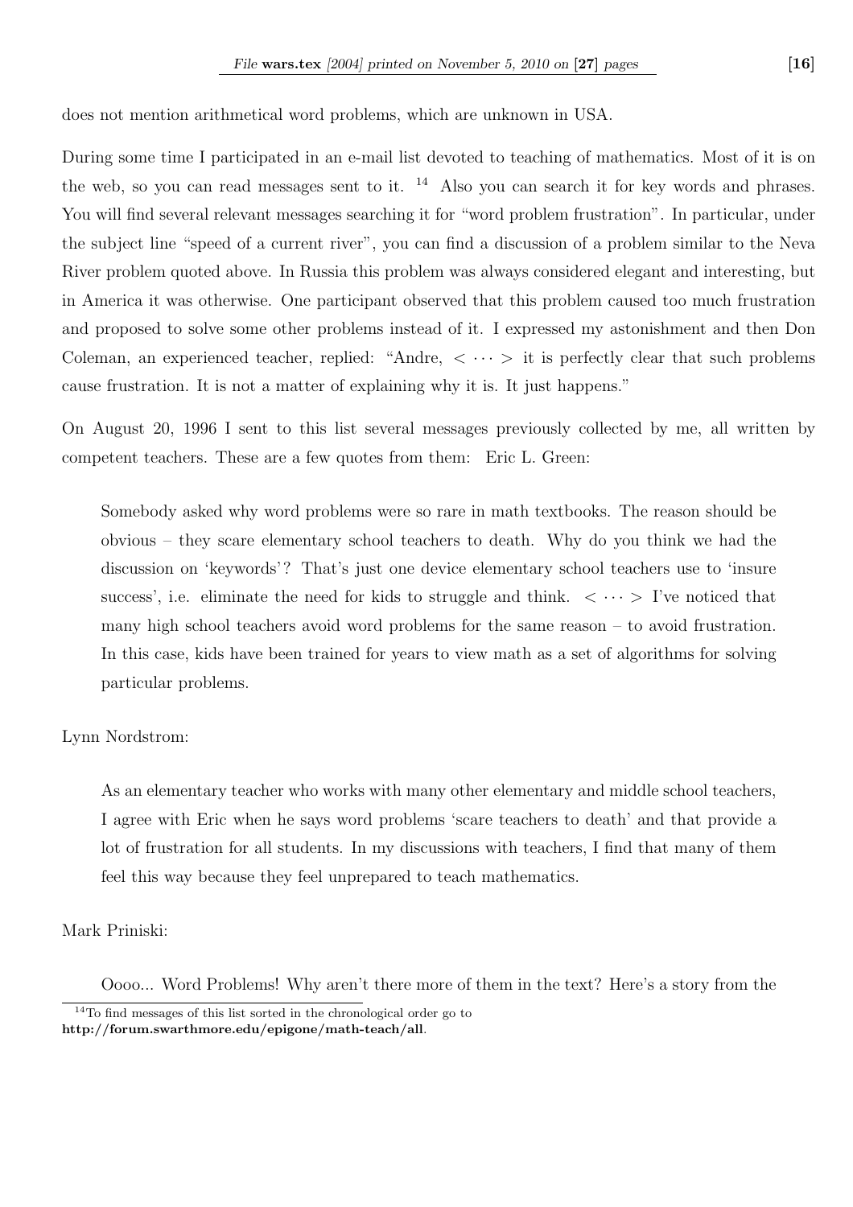does not mention arithmetical word problems, which are unknown in USA.

During some time I participated in an e-mail list devoted to teaching of mathematics. Most of it is on the web, so you can read messages sent to it. [14] Also you can search it for key words and phrases. You will find several relevant messages searching it for "word problem frustration". In particular, under the subject line "speed of a current river", you can find a discussion of a problem similar to the Neva River problem quoted above. In Russia this problem was always considered elegant and interesting, but in America it was otherwise. One participant observed that this problem caused too much frustration and proposed to solve some other problems instead of it. I expressed my astonishment and then Don Coleman, an experienced teacher, replied: "Andre, $< \cdots >$ it is perfectly clear that such problems cause frustration. It is not a matter of explaining why it is. It just happens."

On August 20, 1996 I sent to this list several messages previously collected by me, all written by competent teachers. These are a few quotes from them: Eric L. Green:

> Somebody asked why word problems were so rare in math textbooks. The reason should be obvious – they scare elementary school teachers to death. Why do you think we had the discussion on 'keywords'? That's just one device elementary school teachers use to 'insure success', i.e. eliminate the need for kids to struggle and think. $< \cdots >$ I've noticed that many high school teachers avoid word problems for the same reason – to avoid frustration. In this case, kids have been trained for years to view math as a set of algorithms for solving particular problems.

Lynn Nordstrom:

> As an elementary teacher who works with many other elementary and middle school teachers, I agree with Eric when he says word problems 'scare teachers to death' and that provide a lot of frustration for all students. In my discussions with teachers, I find that many of them feel this way because they feel unprepared to teach mathematics.

Mark Priniski:

> Oooo... Word Problems! Why aren't there more of them in the text? Here's a story from the

[14] To find messages of this list sorted in the chronological order go to **http://forum.swarthmore.edu/epigone/math-teach/all**.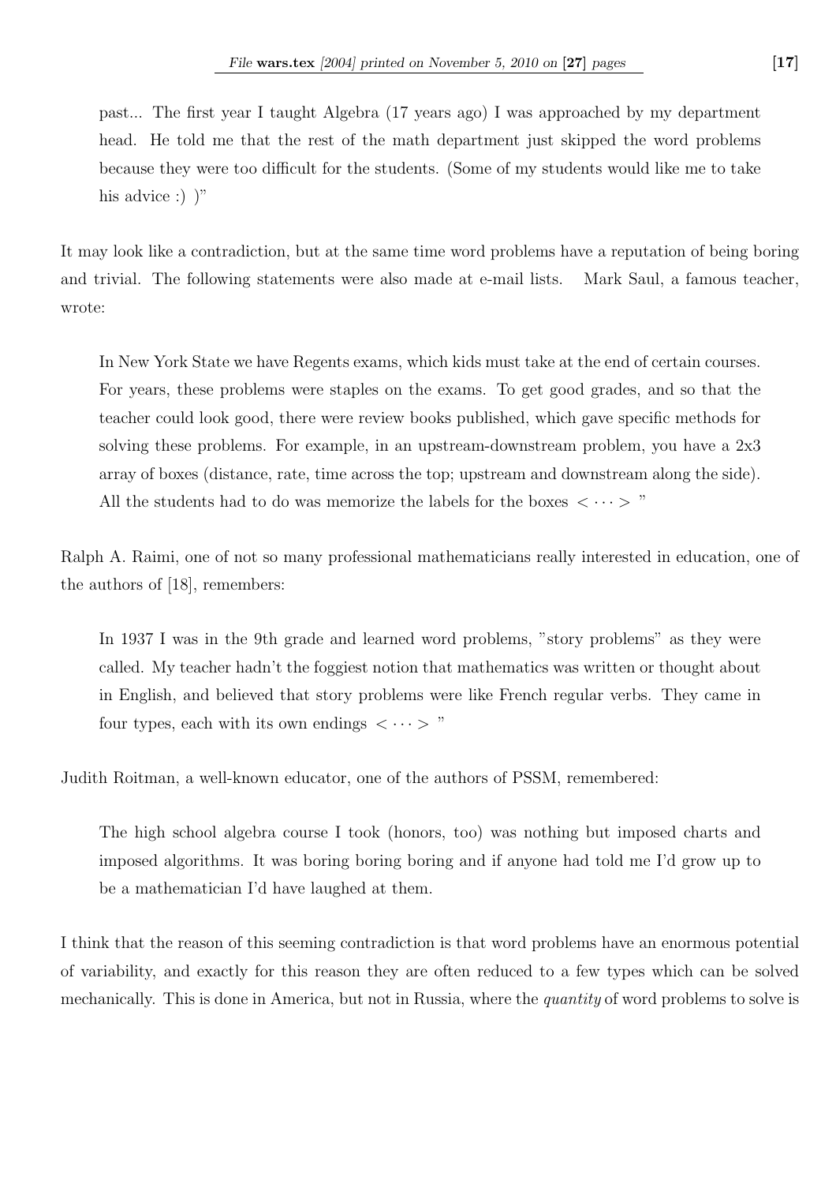past... The first year I taught Algebra (17 years ago) I was approached by my department head. He told me that the rest of the math department just skipped the word problems because they were too difficult for the students. (Some of my students would like me to take his advice :) )"

It may look like a contradiction, but at the same time word problems have a reputation of being boring and trivial. The following statements were also made at e-mail lists. Mark Saul, a famous teacher, wrote:

> In New York State we have Regents exams, which kids must take at the end of certain courses. For years, these problems were staples on the exams. To get good grades, and so that the teacher could look good, there were review books published, which gave specific methods for solving these problems. For example, in an upstream-downstream problem, you have a 2x3 array of boxes (distance, rate, time across the top; upstream and downstream along the side). All the students had to do was memorize the labels for the boxes $< \cdots >$ "

Ralph A. Raimi, one of not so many professional mathematicians really interested in education, one of the authors of [18], remembers:

> In 1937 I was in the 9th grade and learned word problems, "story problems" as they were called. My teacher hadn't the foggiest notion that mathematics was written or thought about in English, and believed that story problems were like French regular verbs. They came in four types, each with its own endings $< \cdots >$ "

Judith Roitman, a well-known educator, one of the authors of PSSM, remembered:

> The high school algebra course I took (honors, too) was nothing but imposed charts and imposed algorithms. It was boring boring boring and if anyone had told me I'd grow up to be a mathematician I'd have laughed at them.

I think that the reason of this seeming contradiction is that word problems have an enormous potential of variability, and exactly for this reason they are often reduced to a few types which can be solved mechanically. This is done in America, but not in Russia, where the *quantity* of word problems to solve is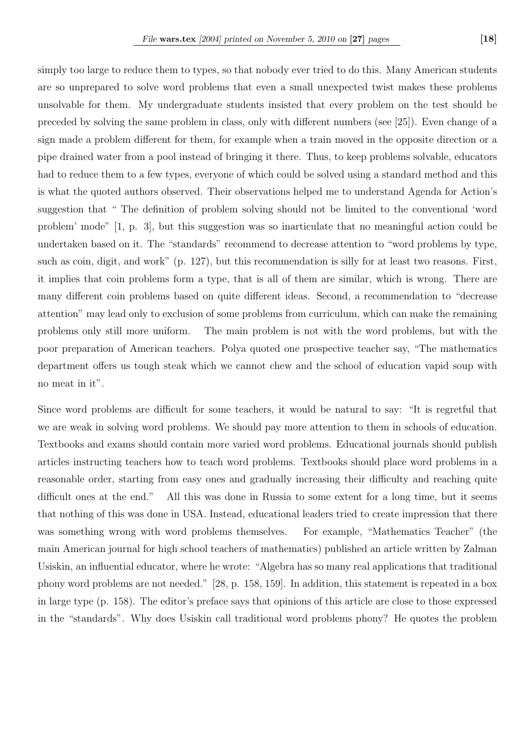simply too large to reduce them to types, so that nobody ever tried to do this. Many American students are so unprepared to solve word problems that even a small unexpected twist makes these problems unsolvable for them. My undergraduate students insisted that every problem on the test should be preceded by solving the same problem in class, only with different numbers (see [25]). Even change of a sign made a problem different for them, for example when a train moved in the opposite direction or a pipe drained water from a pool instead of bringing it there. Thus, to keep problems solvable, educators had to reduce them to a few types, everyone of which could be solved using a standard method and this is what the quoted authors observed. Their observations helped me to understand Agenda for Action's suggestion that " The definition of problem solving should not be limited to the conventional 'word problem' mode" [1, p. 3], but this suggestion was so inarticulate that no meaningful action could be undertaken based on it. The "standards" recommend to decrease attention to "word problems by type, such as coin, digit, and work" (p. 127), but this recommendation is silly for at least two reasons. First, it implies that coin problems form a type, that is all of them are similar, which is wrong. There are many different coin problems based on quite different ideas. Second, a recommendation to "decrease attention" may lead only to exclusion of some problems from curriculum, which can make the remaining problems only still more uniform. The main problem is not with the word problems, but with the poor preparation of American teachers. Polya quoted one prospective teacher say, "The mathematics department offers us tough steak which we cannot chew and the school of education vapid soup with no meat in it".

Since word problems are difficult for some teachers, it would be natural to say: "It is regretful that we are weak in solving word problems. We should pay more attention to them in schools of education. Textbooks and exams should contain more varied word problems. Educational journals should publish articles instructing teachers how to teach word problems. Textbooks should place word problems in a reasonable order, starting from easy ones and gradually increasing their difficulty and reaching quite difficult ones at the end." All this was done in Russia to some extent for a long time, but it seems that nothing of this was done in USA. Instead, educational leaders tried to create impression that there was something wrong with word problems themselves. For example, "Mathematics Teacher" (the main American journal for high school teachers of mathematics) published an article written by Zalman Usiskin, an influential educator, where he wrote: "Algebra has so many real applications that traditional phony word problems are not needed." [28, p. 158, 159]. In addition, this statement is repeated in a box in large type (p. 158). The editor's preface says that opinions of this article are close to those expressed in the "standards". Why does Usiskin call traditional word problems phony? He quotes the problem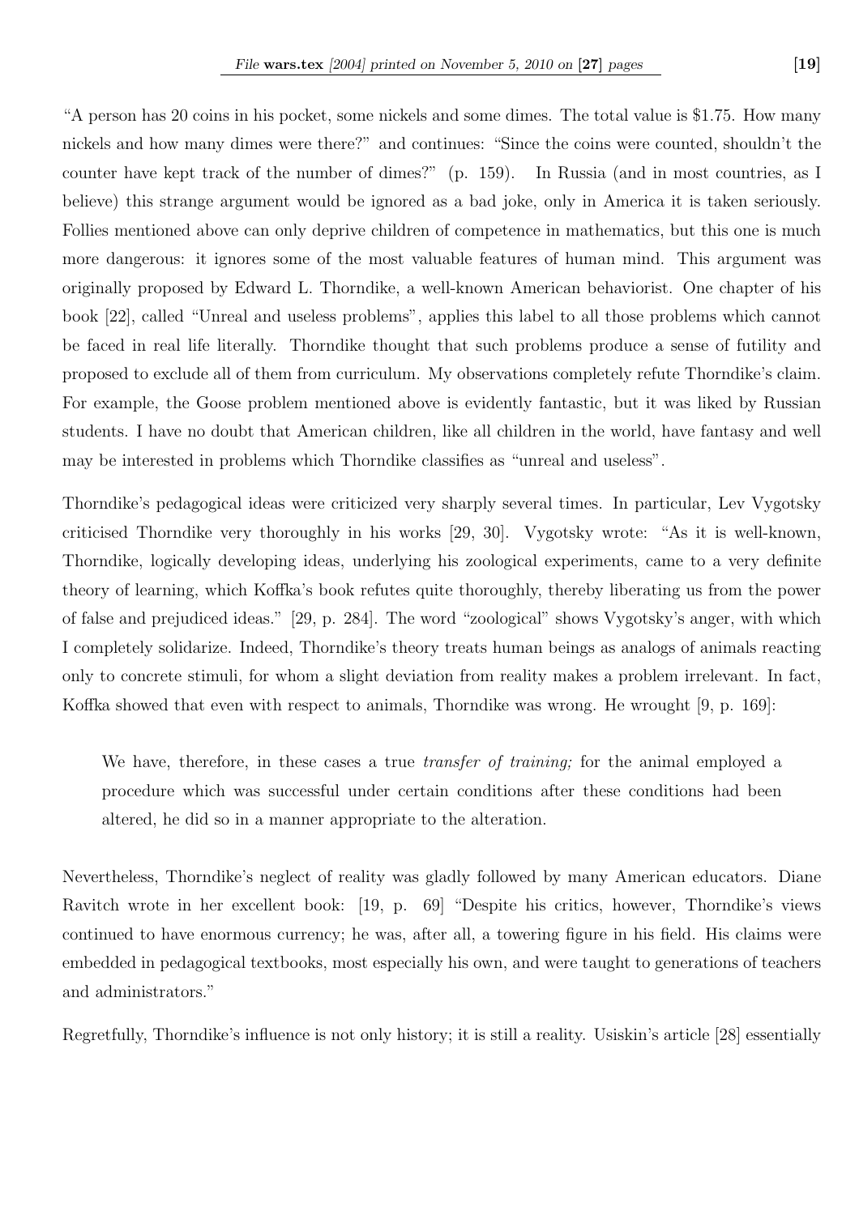"A person has 20 coins in his pocket, some nickels and some dimes. The total value is $1.75. How many nickels and how many dimes were there?" and continues: "Since the coins were counted, shouldn't the counter have kept track of the number of dimes?" (p. 159). In Russia (and in most countries, as I believe) this strange argument would be ignored as a bad joke, only in America it is taken seriously. Follies mentioned above can only deprive children of competence in mathematics, but this one is much more dangerous: it ignores some of the most valuable features of human mind. This argument was originally proposed by Edward L. Thorndike, a well-known American behaviorist. One chapter of his book [22], called "Unreal and useless problems", applies this label to all those problems which cannot be faced in real life literally. Thorndike thought that such problems produce a sense of futility and proposed to exclude all of them from curriculum. My observations completely refute Thorndike's claim. For example, the Goose problem mentioned above is evidently fantastic, but it was liked by Russian students. I have no doubt that American children, like all children in the world, have fantasy and well may be interested in problems which Thorndike classifies as "unreal and useless".

Thorndike's pedagogical ideas were criticized very sharply several times. In particular, Lev Vygotsky criticised Thorndike very thoroughly in his works [29, 30]. Vygotsky wrote: "As it is well-known, Thorndike, logically developing ideas, underlying his zoological experiments, came to a very definite theory of learning, which Koffka's book refutes quite thoroughly, thereby liberating us from the power of false and prejudiced ideas." [29, p. 284]. The word "zoological" shows Vygotsky's anger, with which I completely solidarize. Indeed, Thorndike's theory treats human beings as analogs of animals reacting only to concrete stimuli, for whom a slight deviation from reality makes a problem irrelevant. In fact, Koffka showed that even with respect to animals, Thorndike was wrong. He wrought [9, p. 169]:

> We have, therefore, in these cases a true *transfer of training;* for the animal employed a procedure which was successful under certain conditions after these conditions had been altered, he did so in a manner appropriate to the alteration.

Nevertheless, Thorndike's neglect of reality was gladly followed by many American educators. Diane Ravitch wrote in her excellent book: [19, p. 69] "Despite his critics, however, Thorndike's views continued to have enormous currency; he was, after all, a towering figure in his field. His claims were embedded in pedagogical textbooks, most especially his own, and were taught to generations of teachers and administrators."

Regretfully, Thorndike's influence is not only history; it is still a reality. Usiskin's article [28] essentially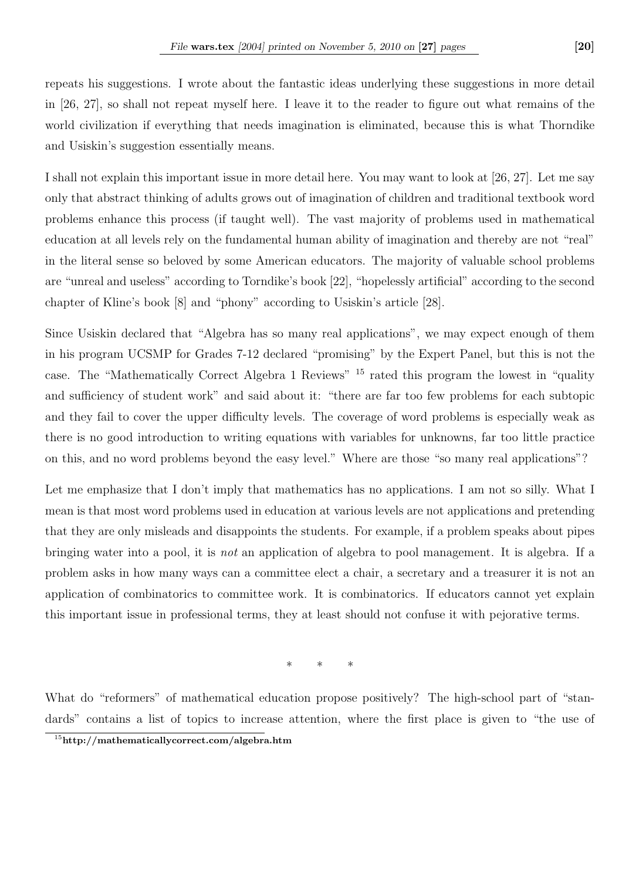repeats his suggestions. I wrote about the fantastic ideas underlying these suggestions in more detail in [26, 27], so shall not repeat myself here. I leave it to the reader to figure out what remains of the world civilization if everything that needs imagination is eliminated, because this is what Thorndike and Usiskin's suggestion essentially means.

I shall not explain this important issue in more detail here. You may want to look at [26, 27]. Let me say only that abstract thinking of adults grows out of imagination of children and traditional textbook word problems enhance this process (if taught well). The vast majority of problems used in mathematical education at all levels rely on the fundamental human ability of imagination and thereby are not "real" in the literal sense so beloved by some American educators. The majority of valuable school problems are "unreal and useless" according to Torndike's book [22], "hopelessly artificial" according to the second chapter of Kline's book [8] and "phony" according to Usiskin's article [28].

Since Usiskin declared that "Algebra has so many real applications", we may expect enough of them in his program UCSMP for Grades 7-12 declared "promising" by the Expert Panel, but this is not the case. The "Mathematically Correct Algebra 1 Reviews" [15] rated this program the lowest in "quality and sufficiency of student work" and said about it: "there are far too few problems for each subtopic and they fail to cover the upper difficulty levels. The coverage of word problems is especially weak as there is no good introduction to writing equations with variables for unknowns, far too little practice on this, and no word problems beyond the easy level." Where are those "so many real applications"?

Let me emphasize that I don't imply that mathematics has no applications. I am not so silly. What I mean is that most word problems used in education at various levels are not applications and pretending that they are only misleads and disappoints the students. For example, if a problem speaks about pipes bringing water into a pool, it is *not* an application of algebra to pool management. It is algebra. If a problem asks in how many ways can a committee elect a chair, a secretary and a treasurer it is not an application of combinatorics to committee work. It is combinatorics. If educators cannot yet explain this important issue in professional terms, they at least should not confuse it with pejorative terms.

\* \* \*

What do "reformers" of mathematical education propose positively? The high-school part of "standards" contains a list of topics to increase attention, where the first place is given to "the use of

[15] **http://mathematicallycorrect.com/algebra.htm**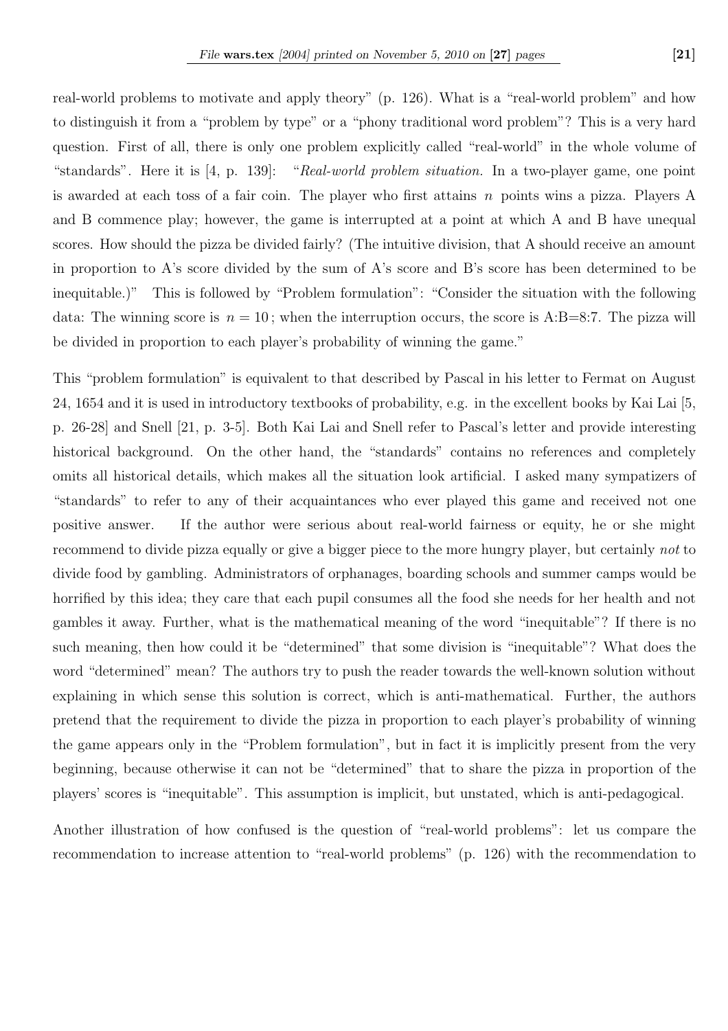real-world problems to motivate and apply theory" (p. 126). What is a "real-world problem" and how to distinguish it from a "problem by type" or a "phony traditional word problem"? This is a very hard question. First of all, there is only one problem explicitly called "real-world" in the whole volume of "standards". Here it is [4, p. 139]: "*Real-world problem situation.* In a two-player game, one point is awarded at each toss of a fair coin. The player who first attains $n$ points wins a pizza. Players A and B commence play; however, the game is interrupted at a point at which A and B have unequal scores. How should the pizza be divided fairly? (The intuitive division, that A should receive an amount in proportion to A's score divided by the sum of A's score and B's score has been determined to be inequitable.)" This is followed by "Problem formulation": "Consider the situation with the following data: The winning score is $n = 10$; when the interruption occurs, the score is A:B=8:7. The pizza will be divided in proportion to each player's probability of winning the game."

This "problem formulation" is equivalent to that described by Pascal in his letter to Fermat on August 24, 1654 and it is used in introductory textbooks of probability, e.g. in the excellent books by Kai Lai [5, p. 26-28] and Snell [21, p. 3-5]. Both Kai Lai and Snell refer to Pascal's letter and provide interesting historical background. On the other hand, the "standards" contains no references and completely omits all historical details, which makes all the situation look artificial. I asked many sympatizers of "standards" to refer to any of their acquaintances who ever played this game and received not one positive answer. If the author were serious about real-world fairness or equity, he or she might recommend to divide pizza equally or give a bigger piece to the more hungry player, but certainly *not* to divide food by gambling. Administrators of orphanages, boarding schools and summer camps would be horrified by this idea; they care that each pupil consumes all the food she needs for her health and not gambles it away. Further, what is the mathematical meaning of the word "inequitable"? If there is no such meaning, then how could it be "determined" that some division is "inequitable"? What does the word "determined" mean? The authors try to push the reader towards the well-known solution without explaining in which sense this solution is correct, which is anti-mathematical. Further, the authors pretend that the requirement to divide the pizza in proportion to each player's probability of winning the game appears only in the "Problem formulation", but in fact it is implicitly present from the very beginning, because otherwise it can not be "determined" that to share the pizza in proportion of the players' scores is "inequitable". This assumption is implicit, but unstated, which is anti-pedagogical.

Another illustration of how confused is the question of "real-world problems": let us compare the recommendation to increase attention to "real-world problems" (p. 126) with the recommendation to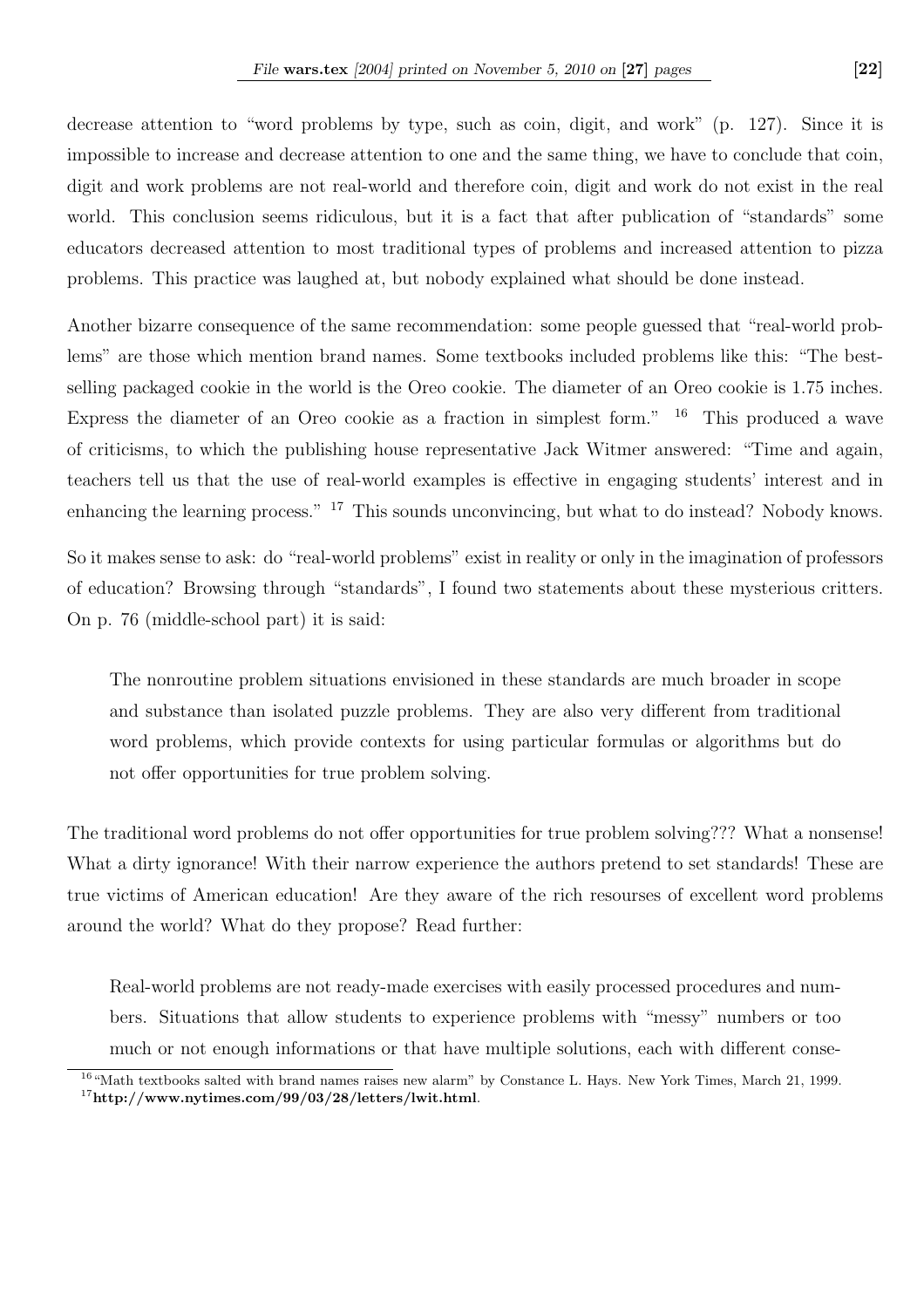decrease attention to "word problems by type, such as coin, digit, and work" (p. 127). Since it is impossible to increase and decrease attention to one and the same thing, we have to conclude that coin, digit and work problems are not real-world and therefore coin, digit and work do not exist in the real world. This conclusion seems ridiculous, but it is a fact that after publication of "standards" some educators decreased attention to most traditional types of problems and increased attention to pizza problems. This practice was laughed at, but nobody explained what should be done instead.

Another bizarre consequence of the same recommendation: some people guessed that "real-world problems" are those which mention brand names. Some textbooks included problems like this: "The best-selling packaged cookie in the world is the Oreo cookie. The diameter of an Oreo cookie is 1.75 inches. Express the diameter of an Oreo cookie as a fraction in simplest form." [16] This produced a wave of criticisms, to which the publishing house representative Jack Witmer answered: "Time and again, teachers tell us that the use of real-world examples is effective in engaging students' interest and in enhancing the learning process." [17] This sounds unconvincing, but what to do instead? Nobody knows.

So it makes sense to ask: do "real-world problems" exist in reality or only in the imagination of professors of education? Browsing through "standards", I found two statements about these mysterious critters. On p. 76 (middle-school part) it is said:

> The nonroutine problem situations envisioned in these standards are much broader in scope and substance than isolated puzzle problems. They are also very different from traditional word problems, which provide contexts for using particular formulas or algorithms but do not offer opportunities for true problem solving.

The traditional word problems do not offer opportunities for true problem solving??? What a nonsense! What a dirty ignorance! With their narrow experience the authors pretend to set standards! These are true victims of American education! Are they aware of the rich resourses of excellent word problems around the world? What do they propose? Read further:

> Real-world problems are not ready-made exercises with easily processed procedures and numbers. Situations that allow students to experience problems with "messy" numbers or too much or not enough informations or that have multiple solutions, each with different conse-

---

[16] "Math textbooks salted with brand names raises new alarm" by Constance L. Hays. New York Times, March 21, 1999.

[17] **http://www.nytimes.com/99/03/28/letters/lwit.html**.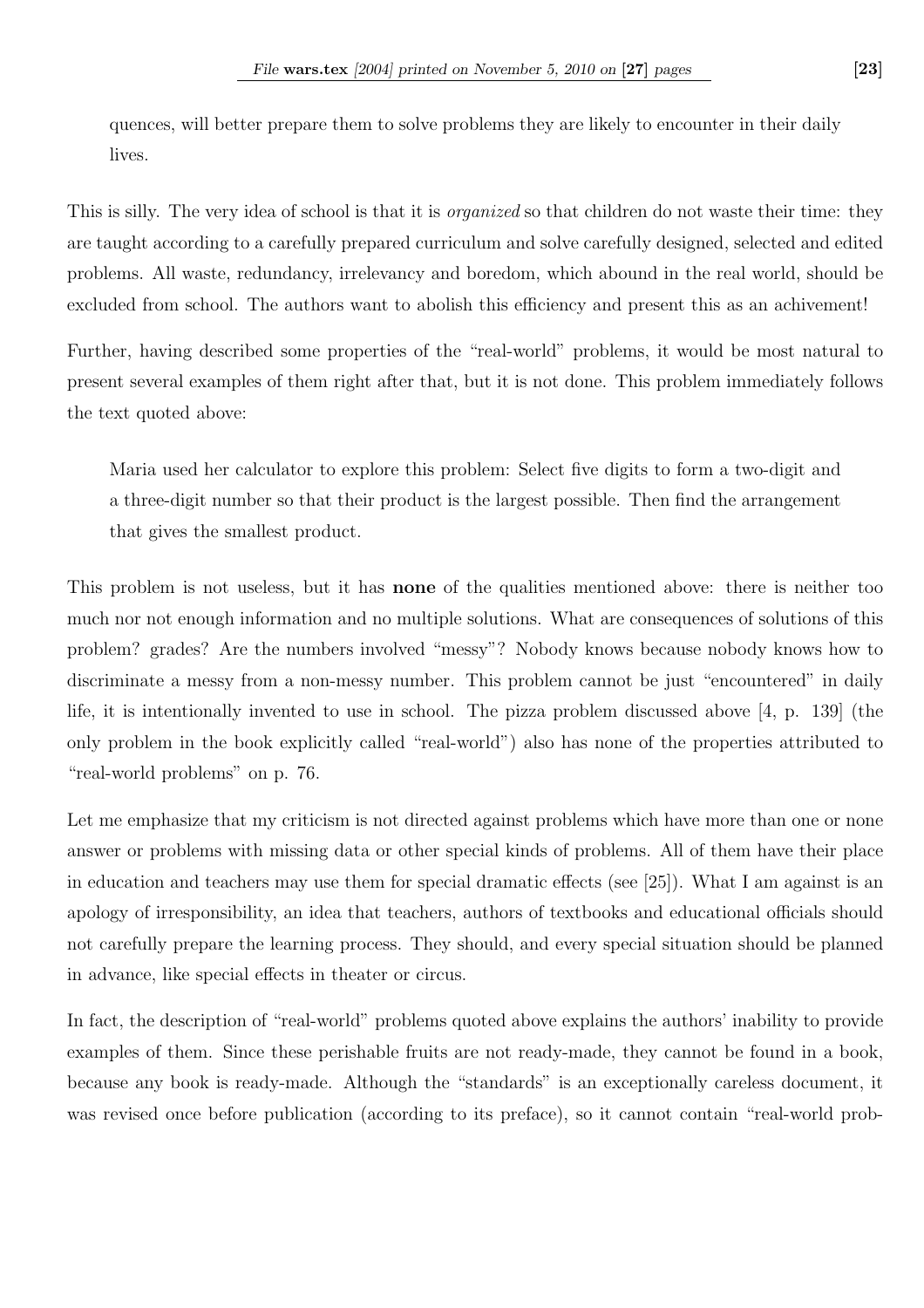> quences, will better prepare them to solve problems they are likely to encounter in their daily lives.

This is silly. The very idea of school is that it is *organized* so that children do not waste their time: they are taught according to a carefully prepared curriculum and solve carefully designed, selected and edited problems. All waste, redundancy, irrelevancy and boredom, which abound in the real world, should be excluded from school. The authors want to abolish this efficiency and present this as an achivement!

Further, having described some properties of the "real-world" problems, it would be most natural to present several examples of them right after that, but it is not done. This problem immediately follows the text quoted above:

> Maria used her calculator to explore this problem: Select five digits to form a two-digit and a three-digit number so that their product is the largest possible. Then find the arrangement that gives the smallest product.

This problem is not useless, but it has **none** of the qualities mentioned above: there is neither too much nor not enough information and no multiple solutions. What are consequences of solutions of this problem? grades? Are the numbers involved "messy"? Nobody knows because nobody knows how to discriminate a messy from a non-messy number. This problem cannot be just "encountered" in daily life, it is intentionally invented to use in school. The pizza problem discussed above [4, p. 139] (the only problem in the book explicitly called "real-world") also has none of the properties attributed to "real-world problems" on p. 76.

Let me emphasize that my criticism is not directed against problems which have more than one or none answer or problems with missing data or other special kinds of problems. All of them have their place in education and teachers may use them for special dramatic effects (see [25]). What I am against is an apology of irresponsibility, an idea that teachers, authors of textbooks and educational officials should not carefully prepare the learning process. They should, and every special situation should be planned in advance, like special effects in theater or circus.

In fact, the description of "real-world" problems quoted above explains the authors' inability to provide examples of them. Since these perishable fruits are not ready-made, they cannot be found in a book, because any book is ready-made. Although the "standards" is an exceptionally careless document, it was revised once before publication (according to its preface), so it cannot contain "real-world prob-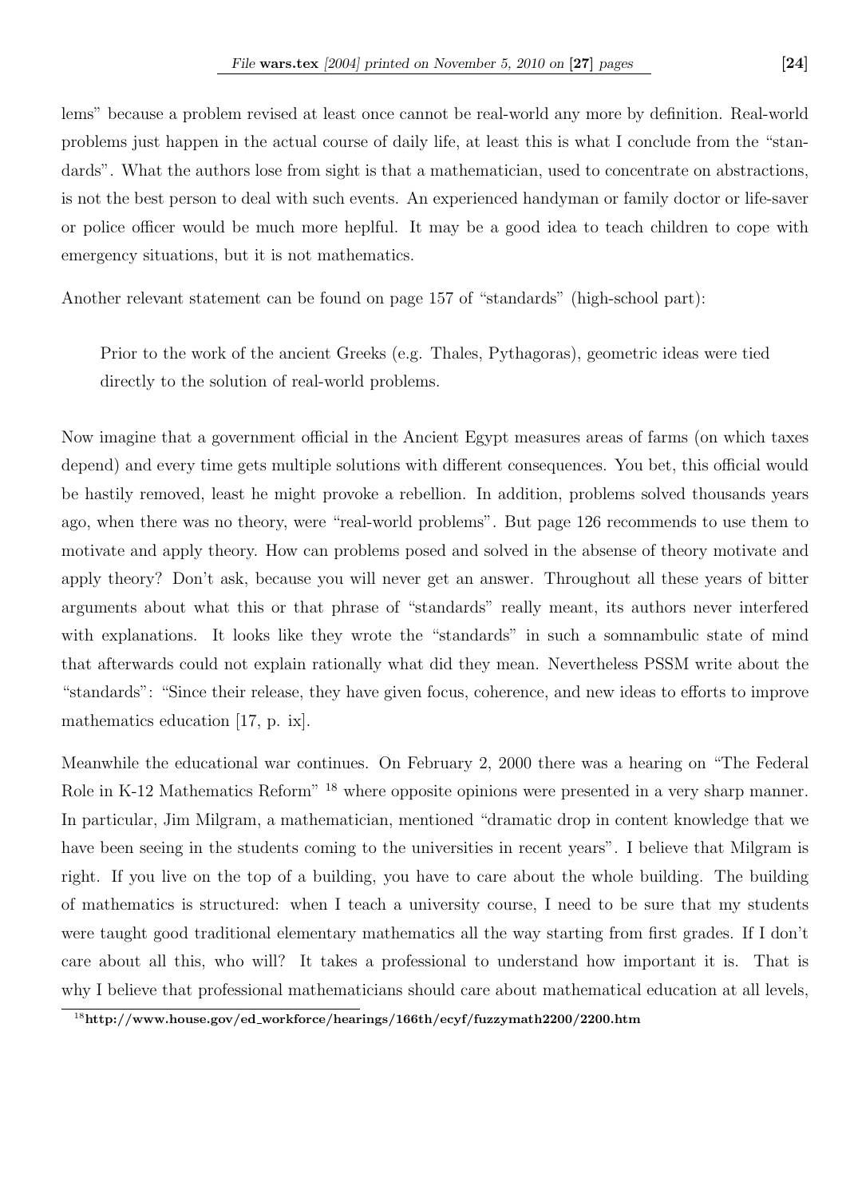lems" because a problem revised at least once cannot be real-world any more by definition. Real-world problems just happen in the actual course of daily life, at least this is what I conclude from the "standards". What the authors lose from sight is that a mathematician, used to concentrate on abstractions, is not the best person to deal with such events. An experienced handyman or family doctor or life-saver or police officer would be much more heplful. It may be a good idea to teach children to cope with emergency situations, but it is not mathematics.

Another relevant statement can be found on page 157 of "standards" (high-school part):

> Prior to the work of the ancient Greeks (e.g. Thales, Pythagoras), geometric ideas were tied directly to the solution of real-world problems.

Now imagine that a government official in the Ancient Egypt measures areas of farms (on which taxes depend) and every time gets multiple solutions with different consequences. You bet, this official would be hastily removed, least he might provoke a rebellion. In addition, problems solved thousands years ago, when there was no theory, were "real-world problems". But page 126 recommends to use them to motivate and apply theory. How can problems posed and solved in the absense of theory motivate and apply theory? Don't ask, because you will never get an answer. Throughout all these years of bitter arguments about what this or that phrase of "standards" really meant, its authors never interfered with explanations. It looks like they wrote the "standards" in such a somnambulic state of mind that afterwards could not explain rationally what did they mean. Nevertheless PSSM write about the "standards": "Since their release, they have given focus, coherence, and new ideas to efforts to improve mathematics education [17, p. ix].

Meanwhile the educational war continues. On February 2, 2000 there was a hearing on "The Federal Role in K-12 Mathematics Reform" [18] where opposite opinions were presented in a very sharp manner. In particular, Jim Milgram, a mathematician, mentioned "dramatic drop in content knowledge that we have been seeing in the students coming to the universities in recent years". I believe that Milgram is right. If you live on the top of a building, you have to care about the whole building. The building of mathematics is structured: when I teach a university course, I need to be sure that my students were taught good traditional elementary mathematics all the way starting from first grades. If I don't care about all this, who will? It takes a professional to understand how important it is. That is why I believe that professional mathematicians should care about mathematical education at all levels,

[18] **http://www.house.gov/ed_workforce/hearings/166th/ecyf/fuzzymath2200/2200.htm**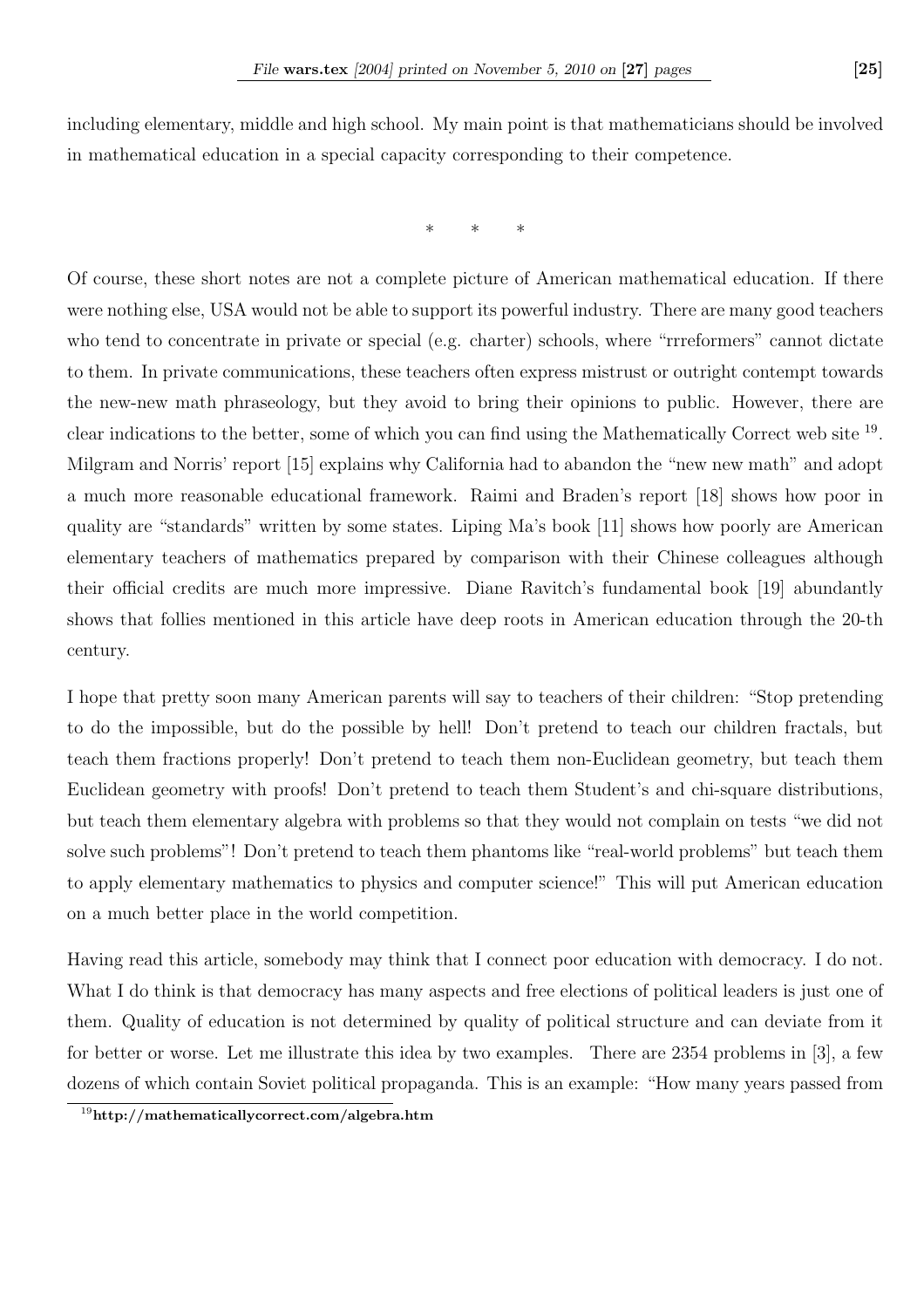including elementary, middle and high school. My main point is that mathematicians should be involved in mathematical education in a special capacity corresponding to their competence.

\* \* \*

Of course, these short notes are not a complete picture of American mathematical education. If there were nothing else, USA would not be able to support its powerful industry. There are many good teachers who tend to concentrate in private or special (e.g. charter) schools, where "rrreformers" cannot dictate to them. In private communications, these teachers often express mistrust or outright contempt towards the new-new math phraseology, but they avoid to bring their opinions to public. However, there are clear indications to the better, some of which you can find using the Mathematically Correct web site [19]. Milgram and Norris' report [15] explains why California had to abandon the "new new math" and adopt a much more reasonable educational framework. Raimi and Braden's report [18] shows how poor in quality are "standards" written by some states. Liping Ma's book [11] shows how poorly are American elementary teachers of mathematics prepared by comparison with their Chinese colleagues although their official credits are much more impressive. Diane Ravitch's fundamental book [19] abundantly shows that follies mentioned in this article have deep roots in American education through the 20-th century.

I hope that pretty soon many American parents will say to teachers of their children: "Stop pretending to do the impossible, but do the possible by hell! Don't pretend to teach our children fractals, but teach them fractions properly! Don't pretend to teach them non-Euclidean geometry, but teach them Euclidean geometry with proofs! Don't pretend to teach them Student's and chi-square distributions, but teach them elementary algebra with problems so that they would not complain on tests "we did not solve such problems"! Don't pretend to teach them phantoms like "real-world problems" but teach them to apply elementary mathematics to physics and computer science!" This will put American education on a much better place in the world competition.

Having read this article, somebody may think that I connect poor education with democracy. I do not. What I do think is that democracy has many aspects and free elections of political leaders is just one of them. Quality of education is not determined by quality of political structure and can deviate from it for better or worse. Let me illustrate this idea by two examples. There are 2354 problems in [3], a few dozens of which contain Soviet political propaganda. This is an example: "How many years passed from

[19] **http://mathematicallycorrect.com/algebra.htm**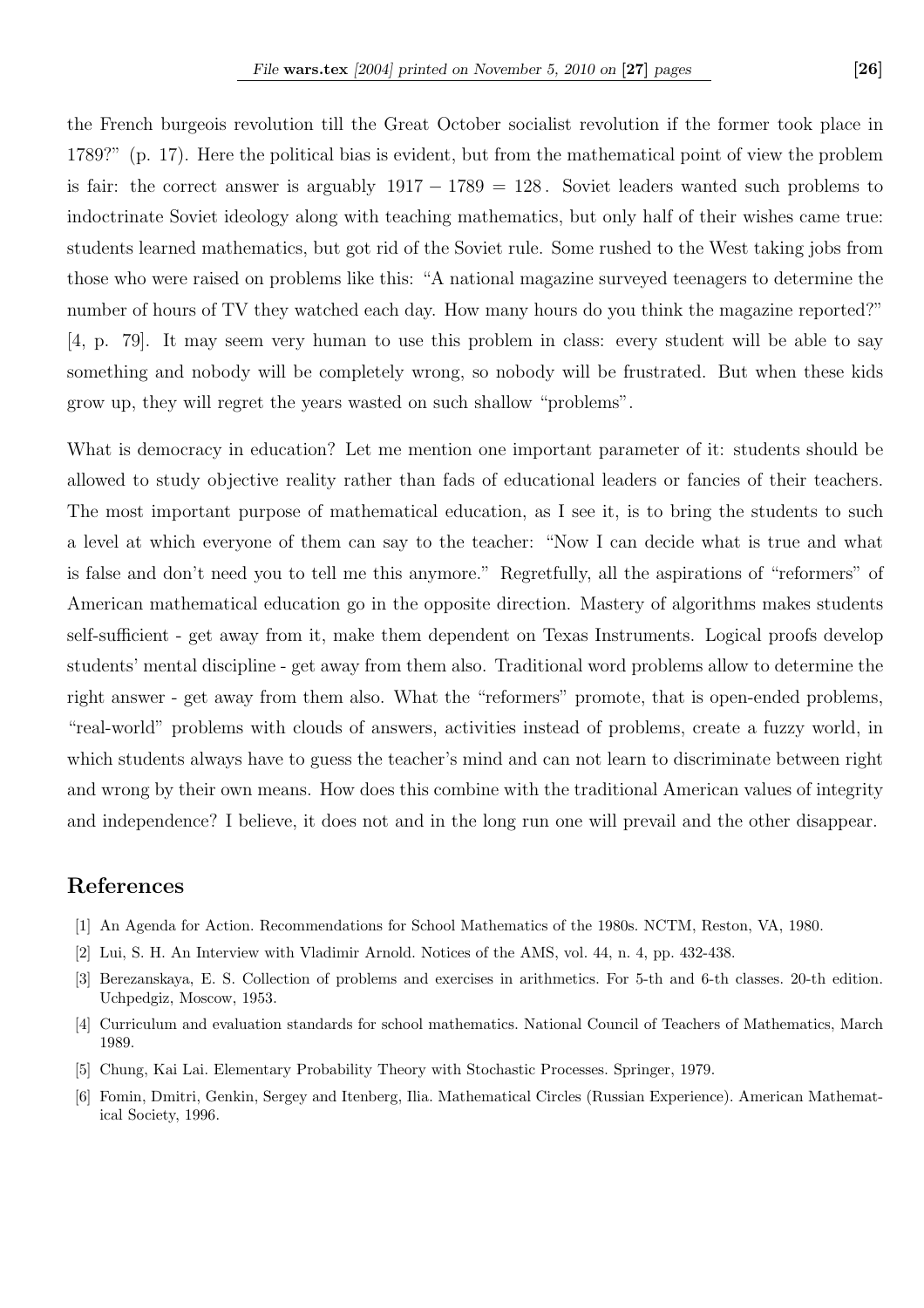the French burgeois revolution till the Great October socialist revolution if the former took place in 1789?" (p. 17). Here the political bias is evident, but from the mathematical point of view the problem is fair: the correct answer is arguably $1917 - 1789 = 128$. Soviet leaders wanted such problems to indoctrinate Soviet ideology along with teaching mathematics, but only half of their wishes came true: students learned mathematics, but got rid of the Soviet rule. Some rushed to the West taking jobs from those who were raised on problems like this: "A national magazine surveyed teenagers to determine the number of hours of TV they watched each day. How many hours do you think the magazine reported?" [4, p. 79]. It may seem very human to use this problem in class: every student will be able to say something and nobody will be completely wrong, so nobody will be frustrated. But when these kids grow up, they will regret the years wasted on such shallow "problems".

What is democracy in education? Let me mention one important parameter of it: students should be allowed to study objective reality rather than fads of educational leaders or fancies of their teachers. The most important purpose of mathematical education, as I see it, is to bring the students to such a level at which everyone of them can say to the teacher: "Now I can decide what is true and what is false and don't need you to tell me this anymore." Regretfully, all the aspirations of "reformers" of American mathematical education go in the opposite direction. Mastery of algorithms makes students self-sufficient - get away from it, make them dependent on Texas Instruments. Logical proofs develop students' mental discipline - get away from them also. Traditional word problems allow to determine the right answer - get away from them also. What the "reformers" promote, that is open-ended problems, "real-world" problems with clouds of answers, activities instead of problems, create a fuzzy world, in which students always have to guess the teacher's mind and can not learn to discriminate between right and wrong by their own means. How does this combine with the traditional American values of integrity and independence? I believe, it does not and in the long run one will prevail and the other disappear.

## References

[1] An Agenda for Action. Recommendations for School Mathematics of the 1980s. NCTM, Reston, VA, 1980.

[2] Lui, S. H. An Interview with Vladimir Arnold. Notices of the AMS, vol. 44, n. 4, pp. 432-438.

[3] Berezanskaya, E. S. Collection of problems and exercises in arithmetics. For 5-th and 6-th classes. 20-th edition. Uchpedgiz, Moscow, 1953.

[4] Curriculum and evaluation standards for school mathematics. National Council of Teachers of Mathematics, March 1989.

[5] Chung, Kai Lai. Elementary Probability Theory with Stochastic Processes. Springer, 1979.

[6] Fomin, Dmitri, Genkin, Sergey and Itenberg, Ilia. Mathematical Circles (Russian Experience). American Mathematical Society, 1996.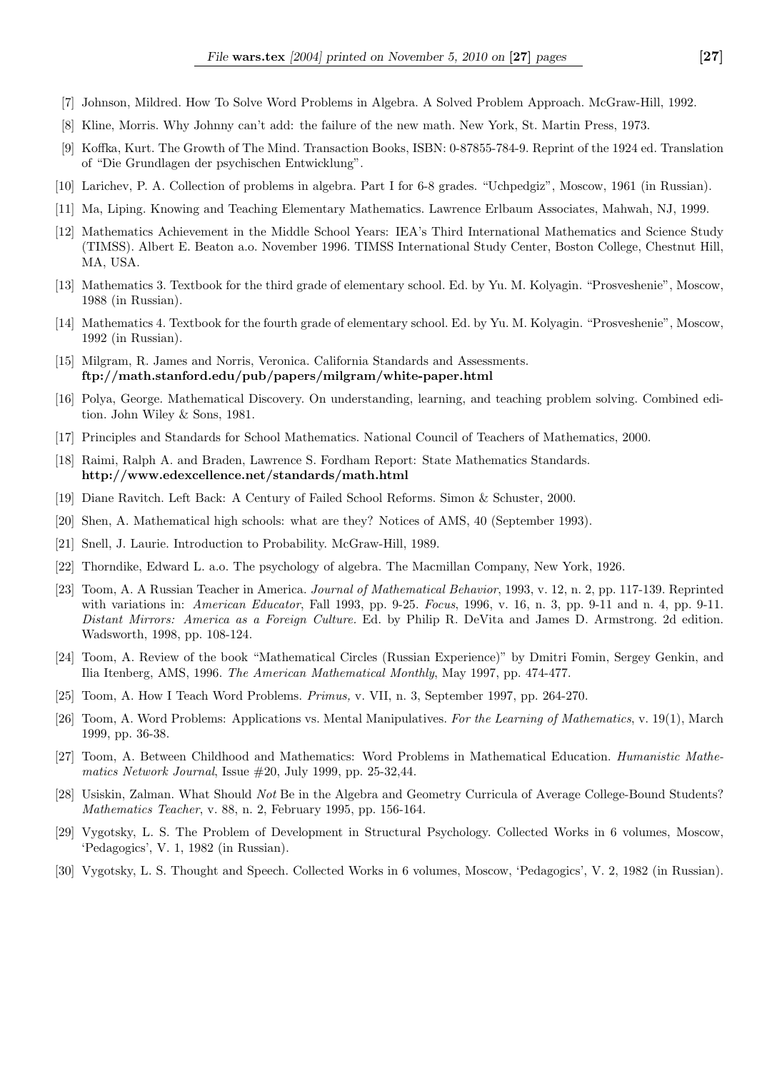[7] Johnson, Mildred. How To Solve Word Problems in Algebra. A Solved Problem Approach. McGraw-Hill, 1992.

[8] Kline, Morris. Why Johnny can't add: the failure of the new math. New York, St. Martin Press, 1973.

[9] Koffka, Kurt. The Growth of The Mind. Transaction Books, ISBN: 0-87855-784-9. Reprint of the 1924 ed. Translation of "Die Grundlagen der psychischen Entwicklung".

[10] Larichev, P. A. Collection of problems in algebra. Part I for 6-8 grades. "Uchpedgiz", Moscow, 1961 (in Russian).

[11] Ma, Liping. Knowing and Teaching Elementary Mathematics. Lawrence Erlbaum Associates, Mahwah, NJ, 1999.

[12] Mathematics Achievement in the Middle School Years: IEA's Third International Mathematics and Science Study (TIMSS). Albert E. Beaton a.o. November 1996. TIMSS International Study Center, Boston College, Chestnut Hill, MA, USA.

[13] Mathematics 3. Textbook for the third grade of elementary school. Ed. by Yu. M. Kolyagin. "Prosveshenie", Moscow, 1988 (in Russian).

[14] Mathematics 4. Textbook for the fourth grade of elementary school. Ed. by Yu. M. Kolyagin. "Prosveshenie", Moscow, 1992 (in Russian).

[15] Milgram, R. James and Norris, Veronica. California Standards and Assessments. **ftp://math.stanford.edu/pub/papers/milgram/white-paper.html**

[16] Polya, George. Mathematical Discovery. On understanding, learning, and teaching problem solving. Combined edition. John Wiley & Sons, 1981.

[17] Principles and Standards for School Mathematics. National Council of Teachers of Mathematics, 2000.

[18] Raimi, Ralph A. and Braden, Lawrence S. Fordham Report: State Mathematics Standards. **http://www.edexcellence.net/standards/math.html**

[19] Diane Ravitch. Left Back: A Century of Failed School Reforms. Simon & Schuster, 2000.

[20] Shen, A. Mathematical high schools: what are they? Notices of AMS, 40 (September 1993).

[21] Snell, J. Laurie. Introduction to Probability. McGraw-Hill, 1989.

[22] Thorndike, Edward L. a.o. The psychology of algebra. The Macmillan Company, New York, 1926.

[23] Toom, A. A Russian Teacher in America. *Journal of Mathematical Behavior*, 1993, v. 12, n. 2, pp. 117-139. Reprinted with variations in: *American Educator*, Fall 1993, pp. 9-25. *Focus*, 1996, v. 16, n. 3, pp. 9-11 and n. 4, pp. 9-11. *Distant Mirrors: America as a Foreign Culture.* Ed. by Philip R. DeVita and James D. Armstrong. 2d edition. Wadsworth, 1998, pp. 108-124.

[24] Toom, A. Review of the book "Mathematical Circles (Russian Experience)" by Dmitri Fomin, Sergey Genkin, and Ilia Itenberg, AMS, 1996. *The American Mathematical Monthly*, May 1997, pp. 474-477.

[25] Toom, A. How I Teach Word Problems. *Primus,* v. VII, n. 3, September 1997, pp. 264-270.

[26] Toom, A. Word Problems: Applications vs. Mental Manipulatives. *For the Learning of Mathematics*, v. 19(1), March 1999, pp. 36-38.

[27] Toom, A. Between Childhood and Mathematics: Word Problems in Mathematical Education. *Humanistic Mathematics Network Journal*, Issue #20, July 1999, pp. 25-32,44.

[28] Usiskin, Zalman. What Should *Not* Be in the Algebra and Geometry Curricula of Average College-Bound Students? *Mathematics Teacher*, v. 88, n. 2, February 1995, pp. 156-164.

[29] Vygotsky, L. S. The Problem of Development in Structural Psychology. Collected Works in 6 volumes, Moscow, 'Pedagogics', V. 1, 1982 (in Russian).

[30] Vygotsky, L. S. Thought and Speech. Collected Works in 6 volumes, Moscow, 'Pedagogics', V. 2, 1982 (in Russian).